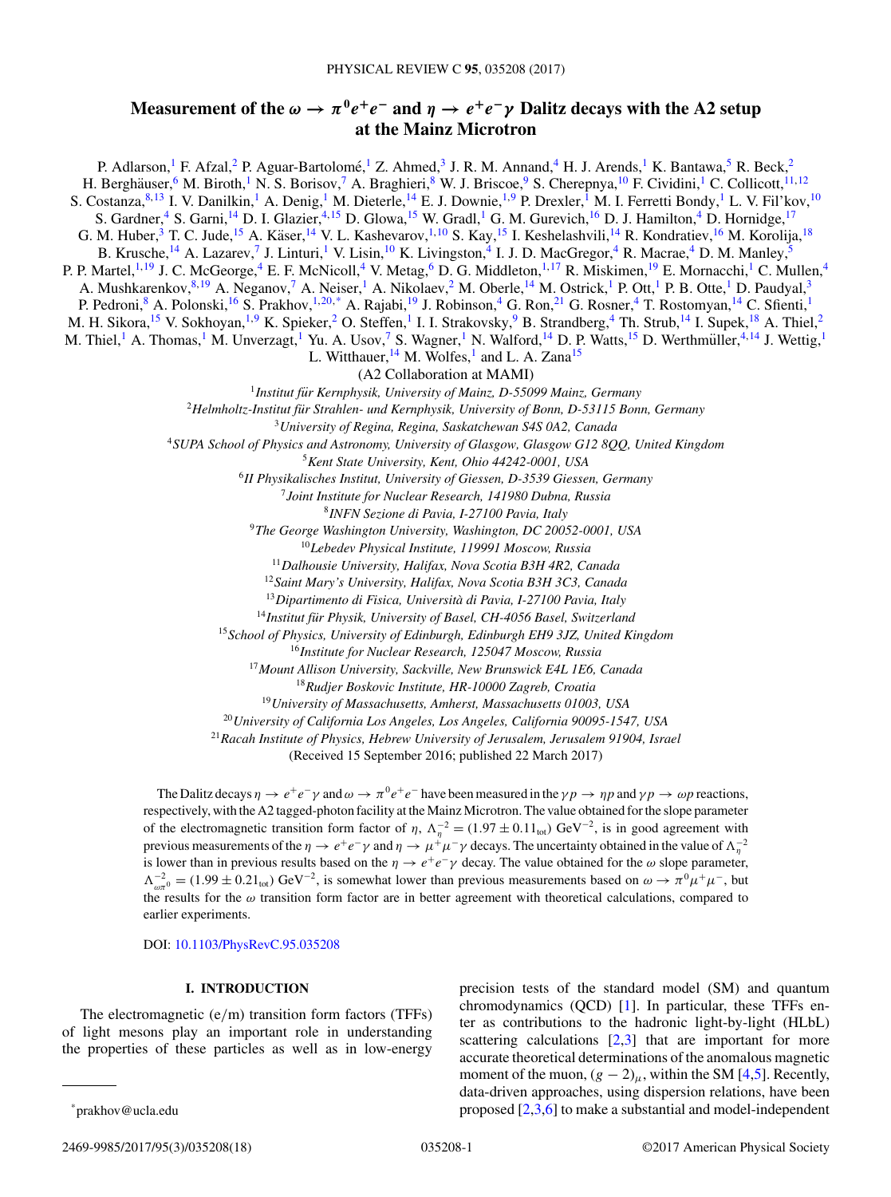# Measurement of the $\omega \to \pi^0 e^+e^-$ and $\eta \to e^+e^-\gamma$ Dalitz decays with the A2 setup at the Mainz Microtron

P. Adlarson,[1] F. Afzal,[2] P. Aguar-Bartolomé,[1] Z. Ahmed,[3] J. R. M. Annand,[4] H. J. Arends,[1] K. Bantawa,[5] R. Beck,[2] H. Berghäuser,[6] M. Biroth,[1] N. S. Borisov,[7] A. Braghieri,[8] W. J. Briscoe,[9] S. Cherepnya,[10] F. Cividini,[1] C. Collicott,[11,12] S. Costanza,[8,13] I. V. Danilkin,[1] A. Denig,[1] M. Dieterle,[14] E. J. Downie,[1,9] P. Drexler,[1] M. I. Ferretti Bondy,[1] L. V. Fil'kov,[10] S. Gardner,[4] S. Garni,[14] D. I. Glazier,[4,15] D. Glowa,[15] W. Gradl,[1] G. M. Gurevich,[16] D. J. Hamilton,[4] D. Hornidge,[17] G. M. Huber,[3] T. C. Jude,[15] A. Käser,[14] V. L. Kashevarov,[1,10] S. Kay,[15] I. Keshelashvili,[14] R. Kondratiev,[16] M. Korolija,[18] B. Krusche,[14] A. Lazarev,[7] J. Linturi,[1] V. Lisin,[10] K. Livingston,[4] I. J. D. MacGregor,[4] R. Macrae,[4] D. M. Manley,[5] P. P. Martel,[1,19] J. C. McGeorge,[4] E. F. McNicoll,[4] V. Metag,[6] D. G. Middleton,[1,17] R. Miskimen,[19] E. Mornacchi,[1] C. Mullen,[4] A. Mushkarenkov,[8,19] A. Neganov,[7] A. Neiser,[1] A. Nikolaev,[2] M. Oberle,[14] M. Ostrick,[1] P. Ott,[1] P. B. Otte,[1] D. Paudyal,[3] P. Pedroni,[8] A. Polonski,[16] S. Prakhov,[1,20,*] A. Rajabi,[19] J. Robinson,[4] G. Ron,[21] G. Rosner,[4] T. Rostomyan,[14] C. Sfienti,[1] M. H. Sikora,[15] V. Sokhoyan,[1,9] K. Spieker,[2] O. Steffen,[1] I. I. Strakovsky,[9] B. Strandberg,[4] Th. Strub,[14] I. Supek,[18] A. Thiel,[2] M. Thiel,[1] A. Thomas,[1] M. Unverzagt,[1] Yu. A. Usov,[7] S. Wagner,[1] N. Walford,[14] D. P. Watts,[15] D. Werthmüller,[4,14] J. Wettig,[1] L. Witthauer,[14] M. Wolfes,[1] and L. A. Zana[15]

(A2 Collaboration at MAMI)

[1] *Institut für Kernphysik, University of Mainz, D-55099 Mainz, Germany*
[2] *Helmholtz-Institut für Strahlen- und Kernphysik, University of Bonn, D-53115 Bonn, Germany*
[3] *University of Regina, Regina, Saskatchewan S4S 0A2, Canada*
[4] *SUPA School of Physics and Astronomy, University of Glasgow, Glasgow G12 8QQ, United Kingdom*
[5] *Kent State University, Kent, Ohio 44242-0001, USA*
[6] *II Physikalisches Institut, University of Giessen, D-3539 Giessen, Germany*
[7] *Joint Institute for Nuclear Research, 141980 Dubna, Russia*
[8] *INFN Sezione di Pavia, I-27100 Pavia, Italy*
[9] *The George Washington University, Washington, DC 20052-0001, USA*
[10] *Lebedev Physical Institute, 119991 Moscow, Russia*
[11] *Dalhousie University, Halifax, Nova Scotia B3H 4R2, Canada*
[12] *Saint Mary's University, Halifax, Nova Scotia B3H 3C3, Canada*
[13] *Dipartimento di Fisica, Università di Pavia, I-27100 Pavia, Italy*
[14] *Institut für Physik, University of Basel, CH-4056 Basel, Switzerland*
[15] *School of Physics, University of Edinburgh, Edinburgh EH9 3JZ, United Kingdom*
[16] *Institute for Nuclear Research, 125047 Moscow, Russia*
[17] *Mount Allison University, Sackville, New Brunswick E4L 1E6, Canada*
[18] *Rudjer Boskovic Institute, HR-10000 Zagreb, Croatia*
[19] *University of Massachusetts, Amherst, Massachusetts 01003, USA*
[20] *University of California Los Angeles, Los Angeles, California 90095-1547, USA*
[21] *Racah Institute of Physics, Hebrew University of Jerusalem, Jerusalem 91904, Israel*

(Received 15 September 2016; published 22 March 2017)

The Dalitz decays $\eta \to e^+e^-\gamma$ and $\omega \to \pi^0 e^+e^-$ have been measured in the $\gamma p \to \eta p$ and $\gamma p \to \omega p$ reactions, respectively, with the A2 tagged-photon facility at the Mainz Microtron. The value obtained for the slope parameter of the electromagnetic transition form factor of $\eta$, $\Lambda_\eta^{-2} = (1.97 \pm 0.11_{\text{tot}})$ GeV$^{-2}$, is in good agreement with previous measurements of the $\eta \to e^+e^-\gamma$ and $\eta \to \mu^+\mu^-\gamma$ decays. The uncertainty obtained in the value of $\Lambda_\eta^{-2}$ is lower than in previous results based on the $\eta \to e^+e^-\gamma$ decay. The value obtained for the $\omega$ slope parameter, $\Lambda_{\omega\pi^0}^{-2} = (1.99 \pm 0.21_{\text{tot}})$ GeV$^{-2}$, is somewhat lower than previous measurements based on $\omega \to \pi^0\mu^+\mu^-$, but the results for the $\omega$ transition form factor are in better agreement with theoretical calculations, compared to earlier experiments.

DOI: 10.1103/PhysRevC.95.035208

## I. INTRODUCTION

The electromagnetic (e/m) transition form factors (TFFs) of light mesons play an important role in understanding the properties of these particles as well as in low-energy precision tests of the standard model (SM) and quantum chromodynamics (QCD) [1]. In particular, these TFFs enter as contributions to the hadronic light-by-light (HLbL) scattering calculations [2,3] that are important for more accurate theoretical determinations of the anomalous magnetic moment of the muon, $(g-2)_\mu$, within the SM [4,5]. Recently, data-driven approaches, using dispersion relations, have been proposed [2,3,6] to make a substantial and model-independent

---

*prakhov@ucla.edu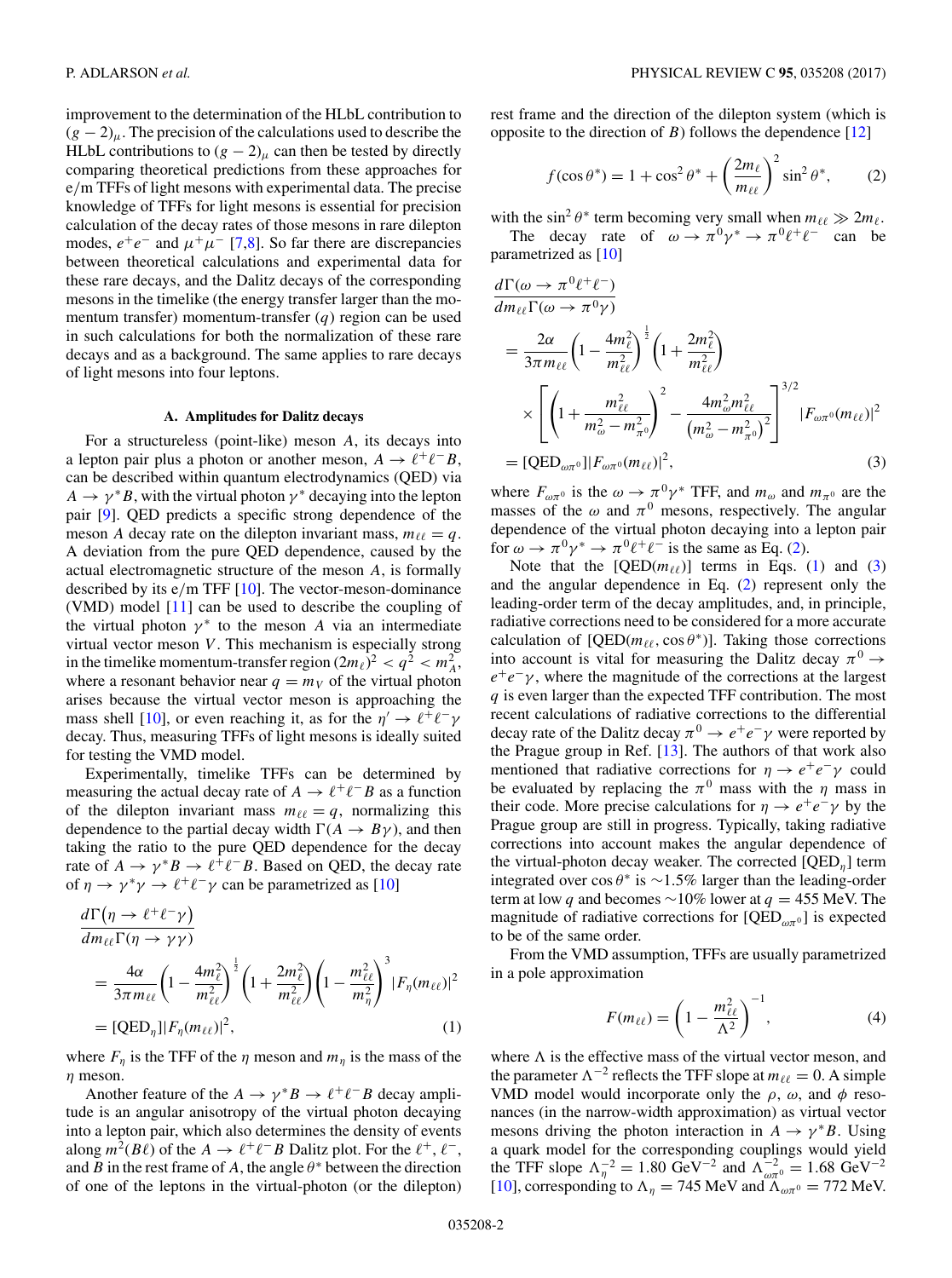improvement to the determination of the HLbL contribution to $(g-2)_\mu$. The precision of the calculations used to describe the HLbL contributions to $(g-2)_\mu$ can then be tested by directly comparing theoretical predictions from these approaches for e/m TFFs of light mesons with experimental data. The precise knowledge of TFFs for light mesons is essential for precision calculation of the decay rates of those mesons in rare dilepton modes, $e^+e^-$ and $\mu^+\mu^-$ [7,8]. So far there are discrepancies between theoretical calculations and experimental data for these rare decays, and the Dalitz decays of the corresponding mesons in the timelike (the energy transfer larger than the momentum transfer) momentum-transfer ($q$) region can be used in such calculations for both the normalization of these rare decays and as a background. The same applies to rare decays of light mesons into four leptons.

### A. Amplitudes for Dalitz decays

For a structureless (point-like) meson $A$, its decays into a lepton pair plus a photon or another meson, $A \to \ell^+\ell^- B$, can be described within quantum electrodynamics (QED) via $A \to \gamma^* B$, with the virtual photon $\gamma^*$ decaying into the lepton pair [9]. QED predicts a specific strong dependence of the meson $A$ decay rate on the dilepton invariant mass, $m_{\ell\ell} = q$. A deviation from the pure QED dependence, caused by the actual electromagnetic structure of the meson $A$, is formally described by its e/m TFF [10]. The vector-meson-dominance (VMD) model [11] can be used to describe the coupling of the virtual photon $\gamma^*$ to the meson $A$ via an intermediate virtual vector meson $V$. This mechanism is especially strong in the timelike momentum-transfer region $(2m_\ell)^2 < q^2 < m_A^2$, where a resonant behavior near $q = m_V$ of the virtual photon arises because the virtual vector meson is approaching the mass shell [10], or even reaching it, as for the $\eta' \to \ell^+\ell^-\gamma$ decay. Thus, measuring TFFs of light mesons is ideally suited for testing the VMD model.

Experimentally, timelike TFFs can be determined by measuring the actual decay rate of $A \to \ell^+\ell^- B$ as a function of the dilepton invariant mass $m_{\ell\ell} = q$, normalizing this dependence to the partial decay width $\Gamma(A \to B\gamma)$, and then taking the ratio to the pure QED dependence for the decay rate of $A \to \gamma^* B \to \ell^+\ell^- B$. Based on QED, the decay rate of $\eta \to \gamma^*\gamma \to \ell^+\ell^-\gamma$ can be parametrized as [10]

$$
\begin{aligned}
&\frac{d\Gamma(\eta \to \ell^+\ell^-\gamma)}{dm_{\ell\ell}\Gamma(\eta \to \gamma\gamma)} \\
&= \frac{4\alpha}{3\pi m_{\ell\ell}}\left(1 - \frac{4m_\ell^2}{m_{\ell\ell}^2}\right)^{\frac{1}{2}}\left(1 + \frac{2m_\ell^2}{m_{\ell\ell}^2}\right)\left(1 - \frac{m_{\ell\ell}^2}{m_\eta^2}\right)^3 |F_\eta(m_{\ell\ell})|^2 \\
&= [\mathrm{QED}_\eta]|F_\eta(m_{\ell\ell})|^2,
\end{aligned}
\tag{1}
$$

where $F_\eta$ is the TFF of the $\eta$ meson and $m_\eta$ is the mass of the $\eta$ meson.

Another feature of the $A \to \gamma^* B \to \ell^+\ell^- B$ decay amplitude is an angular anisotropy of the virtual photon decaying into a lepton pair, which also determines the density of events along $m^2(B\ell)$ of the $A \to \ell^+\ell^- B$ Dalitz plot. For the $\ell^+$, $\ell^-$, and $B$ in the rest frame of $A$, the angle $\theta^*$ between the direction of one of the leptons in the virtual-photon (or the dilepton) rest frame and the direction of the dilepton system (which is opposite to the direction of $B$) follows the dependence [12]

$$
f(\cos\theta^*) = 1 + \cos^2\theta^* + \left(\frac{2m_\ell}{m_{\ell\ell}}\right)^2 \sin^2\theta^*, \tag{2}
$$

with the $\sin^2\theta^*$ term becoming very small when $m_{\ell\ell} \gg 2m_\ell$.

The decay rate of $\omega \to \pi^0\gamma^* \to \pi^0\ell^+\ell^-$ can be parametrized as [10]

$$
\begin{aligned}
&\frac{d\Gamma(\omega \to \pi^0\ell^+\ell^-)}{dm_{\ell\ell}\Gamma(\omega \to \pi^0\gamma)} \\
&= \frac{2\alpha}{3\pi m_{\ell\ell}}\left(1 - \frac{4m_\ell^2}{m_{\ell\ell}^2}\right)^{\frac{1}{2}}\left(1 + \frac{2m_\ell^2}{m_{\ell\ell}^2}\right) \\
&\quad\times\left[\left(1 + \frac{m_{\ell\ell}^2}{m_\omega^2 - m_{\pi^0}^2}\right)^2 - \frac{4m_\omega^2 m_{\ell\ell}^2}{\left(m_\omega^2 - m_{\pi^0}^2\right)^2}\right]^{3/2} |F_{\omega\pi^0}(m_{\ell\ell})|^2 \\
&= [\mathrm{QED}_{\omega\pi^0}]|F_{\omega\pi^0}(m_{\ell\ell})|^2,
\end{aligned}
\tag{3}
$$

where $F_{\omega\pi^0}$ is the $\omega \to \pi^0\gamma^*$ TFF, and $m_\omega$ and $m_{\pi^0}$ are the masses of the $\omega$ and $\pi^0$ mesons, respectively. The angular dependence of the virtual photon decaying into a lepton pair for $\omega \to \pi^0\gamma^* \to \pi^0\ell^+\ell^-$ is the same as Eq. (2).

Note that the $[\mathrm{QED}(m_{\ell\ell})]$ terms in Eqs. (1) and (3) and the angular dependence in Eq. (2) represent only the leading-order term of the decay amplitudes, and, in principle, radiative corrections need to be considered for a more accurate calculation of $[\mathrm{QED}(m_{\ell\ell}, \cos\theta^*)]$. Taking those corrections into account is vital for measuring the Dalitz decay $\pi^0 \to e^+e^-\gamma$, where the magnitude of the corrections at the largest $q$ is even larger than the expected TFF contribution. The most recent calculations of radiative corrections to the differential decay rate of the Dalitz decay $\pi^0 \to e^+e^-\gamma$ were reported by the Prague group in Ref. [13]. The authors of that work also mentioned that radiative corrections for $\eta \to e^+e^-\gamma$ could be evaluated by replacing the $\pi^0$ mass with the $\eta$ mass in their code. More precise calculations for $\eta \to e^+e^-\gamma$ by the Prague group are still in progress. Typically, taking radiative corrections into account makes the angular dependence of the virtual-photon decay weaker. The corrected $[\mathrm{QED}_\eta]$ term integrated over $\cos\theta^*$ is ~1.5% larger than the leading-order term at low $q$ and becomes ~10% lower at $q = 455$ MeV. The magnitude of radiative corrections for $[\mathrm{QED}_{\omega\pi^0}]$ is expected to be of the same order.

From the VMD assumption, TFFs are usually parametrized in a pole approximation

$$
F(m_{\ell\ell}) = \left(1 - \frac{m_{\ell\ell}^2}{\Lambda^2}\right)^{-1}, \tag{4}
$$

where $\Lambda$ is the effective mass of the virtual vector meson, and the parameter $\Lambda^{-2}$ reflects the TFF slope at $m_{\ell\ell} = 0$. A simple VMD model would incorporate only the $\rho$, $\omega$, and $\phi$ resonances (in the narrow-width approximation) as virtual vector mesons driving the photon interaction in $A \to \gamma^* B$. Using a quark model for the corresponding couplings would yield the TFF slope $\Lambda_\eta^{-2} = 1.80$ GeV$^{-2}$ and $\Lambda_{\omega\pi^0}^{-2} = 1.68$ GeV$^{-2}$ [10], corresponding to $\Lambda_\eta = 745$ MeV and $\Lambda_{\omega\pi^0} = 772$ MeV.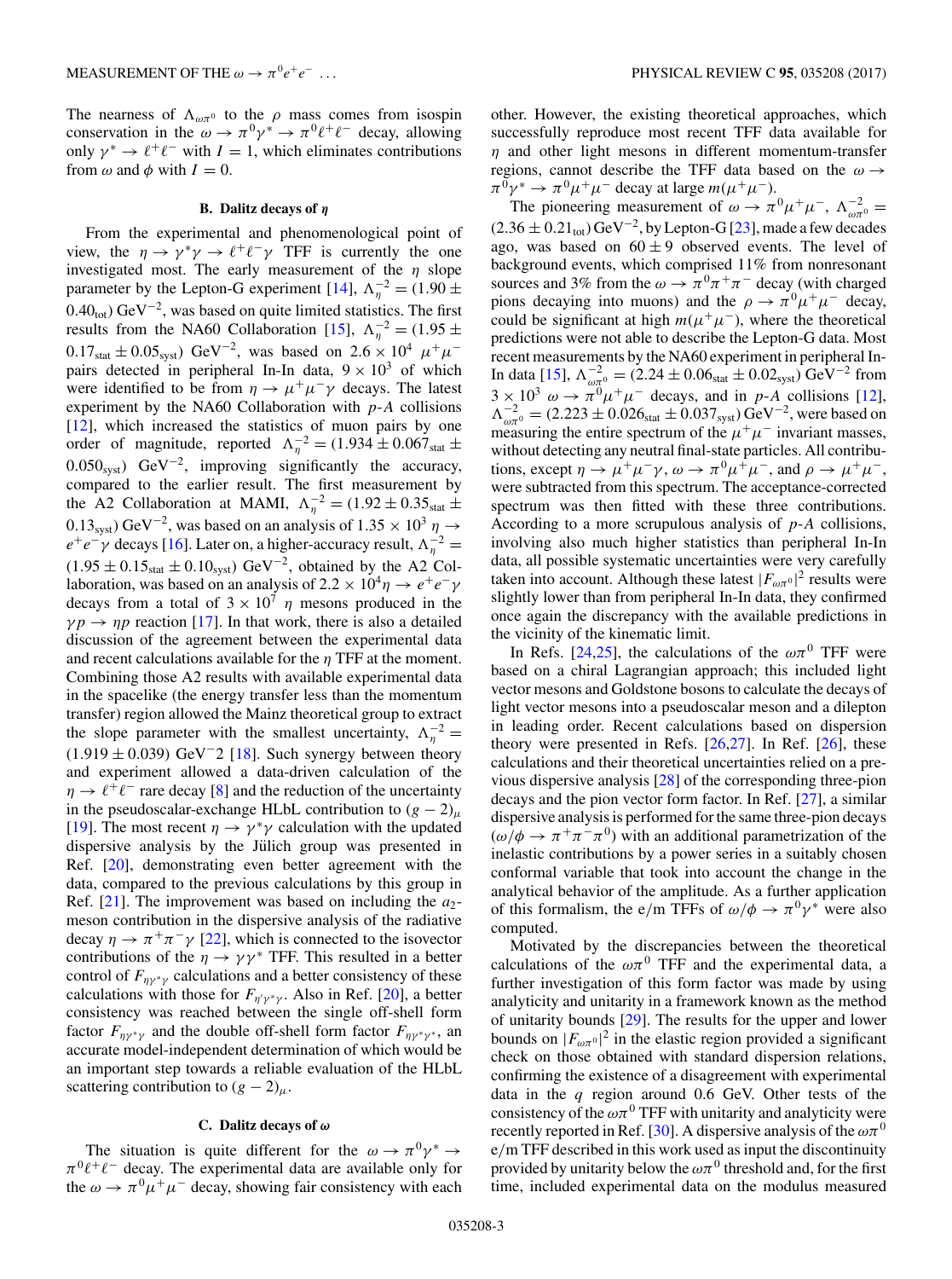The nearness of $\Lambda_{\omega\pi^0}$ to the $\rho$ mass comes from isospin conservation in the $\omega \to \pi^0\gamma^* \to \pi^0\ell^+\ell^-$ decay, allowing only $\gamma^* \to \ell^+\ell^-$ with $I = 1$, which eliminates contributions from $\omega$ and $\phi$ with $I = 0$.

### B. Dalitz decays of $\eta$

From the experimental and phenomenological point of view, the $\eta \to \gamma^*\gamma \to \ell^+\ell^-\gamma$ TFF is currently the one investigated most. The early measurement of the $\eta$ slope parameter by the Lepton-G experiment [14], $\Lambda_\eta^{-2} = (1.90 \pm 0.40_{\rm tot})$ GeV$^{-2}$, was based on quite limited statistics. The first results from the NA60 Collaboration [15], $\Lambda_\eta^{-2} = (1.95 \pm 0.17_{\rm stat} \pm 0.05_{\rm syst})$ GeV$^{-2}$, was based on $2.6 \times 10^4$ $\mu^+\mu^-$ pairs detected in peripheral In-In data, $9 \times 10^3$ of which were identified to be from $\eta \to \mu^+\mu^-\gamma$ decays. The latest experiment by the NA60 Collaboration with $p$-$A$ collisions [12], which increased the statistics of muon pairs by one order of magnitude, reported $\Lambda_\eta^{-2} = (1.934 \pm 0.067_{\rm stat} \pm 0.050_{\rm syst})$ GeV$^{-2}$, improving significantly the accuracy, compared to the earlier result. The first measurement by the A2 Collaboration at MAMI, $\Lambda_\eta^{-2} = (1.92 \pm 0.35_{\rm stat} \pm 0.13_{\rm syst})$ GeV$^{-2}$, was based on an analysis of $1.35 \times 10^3$ $\eta \to e^+e^-\gamma$ decays [16]. Later on, a higher-accuracy result, $\Lambda_\eta^{-2} = (1.95 \pm 0.15_{\rm stat} \pm 0.10_{\rm syst})$ GeV$^{-2}$, obtained by the A2 Collaboration, was based on an analysis of $2.2 \times 10^4 \eta \to e^+e^-\gamma$ decays from a total of $3 \times 10^7$ $\eta$ mesons produced in the $\gamma p \to \eta p$ reaction [17]. In that work, there is also a detailed discussion of the agreement between the experimental data and recent calculations available for the $\eta$ TFF at the moment. Combining those A2 results with available experimental data in the spacelike (the energy transfer less than the momentum transfer) region allowed the Mainz theoretical group to extract the slope parameter with the smallest uncertainty, $\Lambda_\eta^{-2} = (1.919 \pm 0.039)$ GeV$^-2$ [18]. Such synergy between theory and experiment allowed a data-driven calculation of the $\eta \to \ell^+\ell^-$ rare decay [8] and the reduction of the uncertainty in the pseudoscalar-exchange HLbL contribution to $(g-2)_\mu$ [19]. The most recent $\eta \to \gamma^*\gamma$ calculation with the updated dispersive analysis by the Jülich group was presented in Ref. [20], demonstrating even better agreement with the data, compared to the previous calculations by this group in Ref. [21]. The improvement was based on including the $a_2$-meson contribution in the dispersive analysis of the radiative decay $\eta \to \pi^+\pi^-\gamma$ [22], which is connected to the isovector contributions of the $\eta \to \gamma\gamma^*$ TFF. This resulted in a better control of $F_{\eta\gamma^*\gamma}$ calculations and a better consistency of these calculations with those for $F_{\eta'\gamma^*\gamma}$. Also in Ref. [20], a better consistency was reached between the single off-shell form factor $F_{\eta\gamma^*\gamma}$ and the double off-shell form factor $F_{\eta\gamma^*\gamma^*}$, an accurate model-independent determination of which would be an important step towards a reliable evaluation of the HLbL scattering contribution to $(g-2)_\mu$.

### C. Dalitz decays of $\omega$

The situation is quite different for the $\omega \to \pi^0\gamma^* \to \pi^0\ell^+\ell^-$ decay. The experimental data are available only for the $\omega \to \pi^0\mu^+\mu^-$ decay, showing fair consistency with each other. However, the existing theoretical approaches, which successfully reproduce most recent TFF data available for $\eta$ and other light mesons in different momentum-transfer regions, cannot describe the TFF data based on the $\omega \to \pi^0\gamma^* \to \pi^0\mu^+\mu^-$ decay at large $m(\mu^+\mu^-)$.

The pioneering measurement of $\omega \to \pi^0\mu^+\mu^-$, $\Lambda_{\omega\pi^0}^{-2} = (2.36 \pm 0.21_{\rm tot})$ GeV$^{-2}$, by Lepton-G [23], made a few decades ago, was based on $60 \pm 9$ observed events. The level of background events, which comprised 11% from nonresonant sources and 3% from the $\omega \to \pi^0\pi^+\pi^-$ decay (with charged pions decaying into muons) and the $\rho \to \pi^0\mu^+\mu^-$ decay, could be significant at high $m(\mu^+\mu^-)$, where the theoretical predictions were not able to describe the Lepton-G data. Most recent measurements by the NA60 experiment in peripheral In-In data [15], $\Lambda_{\omega\pi^0}^{-2} = (2.24 \pm 0.06_{\rm stat} \pm 0.02_{\rm syst})$ GeV$^{-2}$ from $3 \times 10^3$ $\omega \to \pi^0\mu^+\mu^-$ decays, and in $p$-$A$ collisions [12], $\Lambda_{\omega\pi^0}^{-2} = (2.223 \pm 0.026_{\rm stat} \pm 0.037_{\rm syst})$ GeV$^{-2}$, were based on measuring the entire spectrum of the $\mu^+\mu^-$ invariant masses, without detecting any neutral final-state particles. All contributions, except $\eta \to \mu^+\mu^-\gamma$, $\omega \to \pi^0\mu^+\mu^-$, and $\rho \to \mu^+\mu^-$, were subtracted from this spectrum. The acceptance-corrected spectrum was then fitted with these three contributions. According to a more scrupulous analysis of $p$-$A$ collisions, involving also much higher statistics than peripheral In-In data, all possible systematic uncertainties were very carefully taken into account. Although these latest $|F_{\omega\pi^0}|^2$ results were slightly lower than from peripheral In-In data, they confirmed once again the discrepancy with the available predictions in the vicinity of the kinematic limit.

In Refs. [24,25], the calculations of the $\omega\pi^0$ TFF were based on a chiral Lagrangian approach; this included light vector mesons and Goldstone bosons to calculate the decays of light vector mesons into a pseudoscalar meson and a dilepton in leading order. Recent calculations based on dispersion theory were presented in Refs. [26,27]. In Ref. [26], these calculations and their theoretical uncertainties relied on a previous dispersive analysis [28] of the corresponding three-pion decays and the pion vector form factor. In Ref. [27], a similar dispersive analysis is performed for the same three-pion decays ($\omega/\phi \to \pi^+\pi^-\pi^0$) with an additional parametrization of the inelastic contributions by a power series in a suitably chosen conformal variable that took into account the change in the analytical behavior of the amplitude. As a further application of this formalism, the e/m TFFs of $\omega/\phi \to \pi^0\gamma^*$ were also computed.

Motivated by the discrepancies between the theoretical calculations of the $\omega\pi^0$ TFF and the experimental data, a further investigation of this form factor was made by using analyticity and unitarity in a framework known as the method of unitarity bounds [29]. The results for the upper and lower bounds on $|F_{\omega\pi^0}|^2$ in the elastic region provided a significant check on those obtained with standard dispersion relations, confirming the existence of a disagreement with experimental data in the $q$ region around 0.6 GeV. Other tests of the consistency of the $\omega\pi^0$ TFF with unitarity and analyticity were recently reported in Ref. [30]. A dispersive analysis of the $\omega\pi^0$ e/m TFF described in this work used as input the discontinuity provided by unitarity below the $\omega\pi^0$ threshold and, for the first time, included experimental data on the modulus measured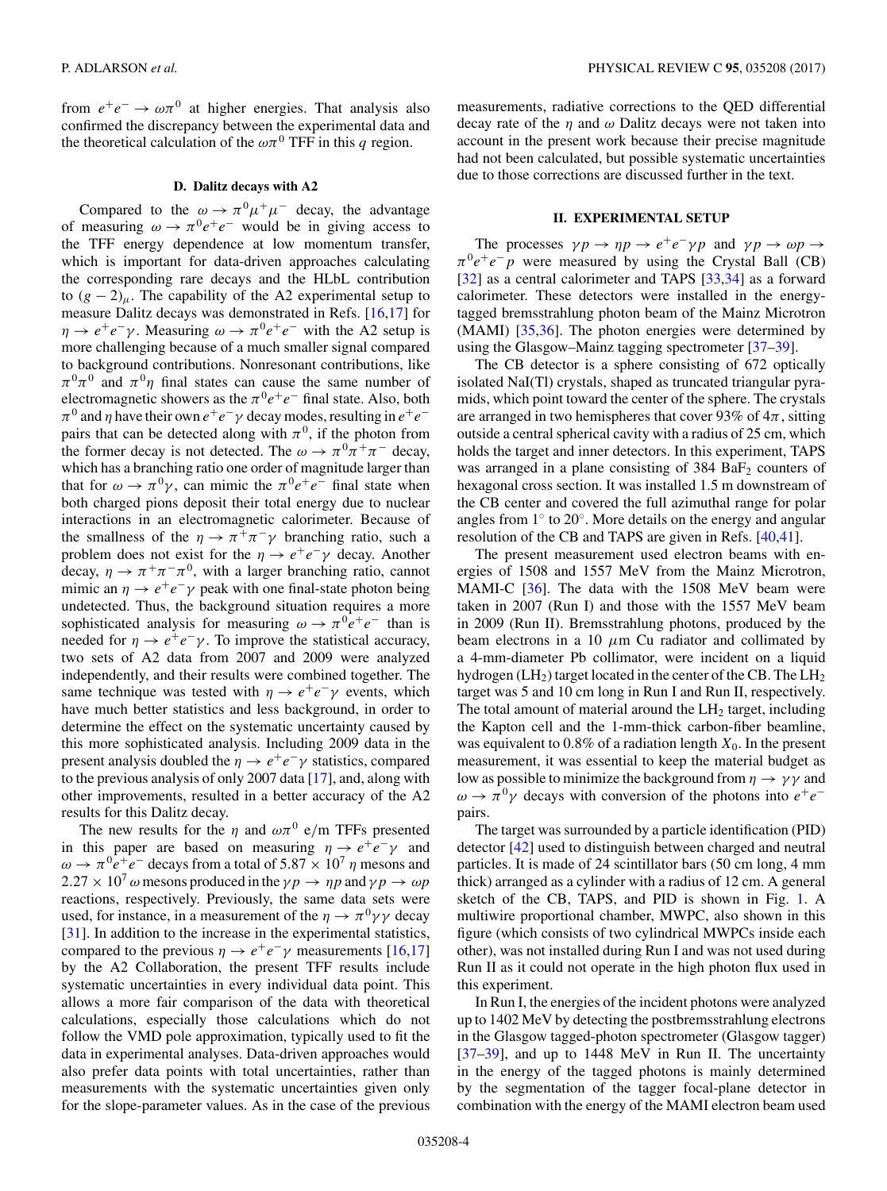from $e^+e^- \to \omega\pi^0$ at higher energies. That analysis also confirmed the discrepancy between the experimental data and the theoretical calculation of the $\omega\pi^0$ TFF in this $q$ region.

### D. Dalitz decays with A2

Compared to the $\omega \to \pi^0\mu^+\mu^-$ decay, the advantage of measuring $\omega \to \pi^0 e^+e^-$ would be in giving access to the TFF energy dependence at low momentum transfer, which is important for data-driven approaches calculating the corresponding rare decays and the HLbL contribution to $(g-2)_\mu$. The capability of the A2 experimental setup to measure Dalitz decays was demonstrated in Refs. [16,17] for $\eta \to e^+e^-\gamma$. Measuring $\omega \to \pi^0 e^+e^-$ with the A2 setup is more challenging because of a much smaller signal compared to background contributions. Nonresonant contributions, like $\pi^0\pi^0$ and $\pi^0\eta$ final states can cause the same number of electromagnetic showers as the $\pi^0 e^+e^-$ final state. Also, both $\pi^0$ and $\eta$ have their own $e^+e^-\gamma$ decay modes, resulting in $e^+e^-$ pairs that can be detected along with $\pi^0$, if the photon from the former decay is not detected. The $\omega \to \pi^0\pi^+\pi^-$ decay, which has a branching ratio one order of magnitude larger than that for $\omega \to \pi^0\gamma$, can mimic the $\pi^0 e^+e^-$ final state when both charged pions deposit their total energy due to nuclear interactions in an electromagnetic calorimeter. Because of the smallness of the $\eta \to \pi^+\pi^-\gamma$ branching ratio, such a problem does not exist for the $\eta \to e^+e^-\gamma$ decay. Another decay, $\eta \to \pi^+\pi^-\pi^0$, with a larger branching ratio, cannot mimic an $\eta \to e^+e^-\gamma$ peak with one final-state photon being undetected. Thus, the background situation requires a more sophisticated analysis for measuring $\omega \to \pi^0 e^+e^-$ than is needed for $\eta \to e^+e^-\gamma$. To improve the statistical accuracy, two sets of A2 data from 2007 and 2009 were analyzed independently, and their results were combined together. The same technique was tested with $\eta \to e^+e^-\gamma$ events, which have much better statistics and less background, in order to determine the effect on the systematic uncertainty caused by this more sophisticated analysis. Including 2009 data in the present analysis doubled the $\eta \to e^+e^-\gamma$ statistics, compared to the previous analysis of only 2007 data [17], and, along with other improvements, resulted in a better accuracy of the A2 results for this Dalitz decay.

The new results for the $\eta$ and $\omega\pi^0$ e/m TFFs presented in this paper are based on measuring $\eta \to e^+e^-\gamma$ and $\omega \to \pi^0 e^+e^-$ decays from a total of $5.87 \times 10^7$ $\eta$ mesons and $2.27 \times 10^7$ $\omega$ mesons produced in the $\gamma p \to \eta p$ and $\gamma p \to \omega p$ reactions, respectively. Previously, the same data sets were used, for instance, in a measurement of the $\eta \to \pi^0\gamma\gamma$ decay [31]. In addition to the increase in the experimental statistics, compared to the previous $\eta \to e^+e^-\gamma$ measurements [16,17] by the A2 Collaboration, the present TFF results include systematic uncertainties in every individual data point. This allows a more fair comparison of the data with theoretical calculations, especially those calculations which do not follow the VMD pole approximation, typically used to fit the data in experimental analyses. Data-driven approaches would also prefer data points with total uncertainties, rather than measurements with the systematic uncertainties given only for the slope-parameter values. As in the case of the previous measurements, radiative corrections to the QED differential decay rate of the $\eta$ and $\omega$ Dalitz decays were not taken into account in the present work because their precise magnitude had not been calculated, but possible systematic uncertainties due to those corrections are discussed further in the text.

## II. EXPERIMENTAL SETUP

The processes $\gamma p \to \eta p \to e^+e^-\gamma p$ and $\gamma p \to \omega p \to \pi^0 e^+e^- p$ were measured by using the Crystal Ball (CB) [32] as a central calorimeter and TAPS [33,34] as a forward calorimeter. These detectors were installed in the energy-tagged bremsstrahlung photon beam of the Mainz Microtron (MAMI) [35,36]. The photon energies were determined by using the Glasgow–Mainz tagging spectrometer [37–39].

The CB detector is a sphere consisting of 672 optically isolated NaI(Tl) crystals, shaped as truncated triangular pyramids, which point toward the center of the sphere. The crystals are arranged in two hemispheres that cover 93% of $4\pi$, sitting outside a central spherical cavity with a radius of 25 cm, which holds the target and inner detectors. In this experiment, TAPS was arranged in a plane consisting of 384 $BaF_2$ counters of hexagonal cross section. It was installed 1.5 m downstream of the CB center and covered the full azimuthal range for polar angles from $1^\circ$ to $20^\circ$. More details on the energy and angular resolution of the CB and TAPS are given in Refs. [40,41].

The present measurement used electron beams with energies of 1508 and 1557 MeV from the Mainz Microtron, MAMI-C [36]. The data with the 1508 MeV beam were taken in 2007 (Run I) and those with the 1557 MeV beam in 2009 (Run II). Bremsstrahlung photons, produced by the beam electrons in a 10 $\mu$m Cu radiator and collimated by a 4-mm-diameter Pb collimator, were incident on a liquid hydrogen ($LH_2$) target located in the center of the CB. The $LH_2$ target was 5 and 10 cm long in Run I and Run II, respectively. The total amount of material around the $LH_2$ target, including the Kapton cell and the 1-mm-thick carbon-fiber beamline, was equivalent to 0.8% of a radiation length $X_0$. In the present measurement, it was essential to keep the material budget as low as possible to minimize the background from $\eta \to \gamma\gamma$ and $\omega \to \pi^0\gamma$ decays with conversion of the photons into $e^+e^-$ pairs.

The target was surrounded by a particle identification (PID) detector [42] used to distinguish between charged and neutral particles. It is made of 24 scintillator bars (50 cm long, 4 mm thick) arranged as a cylinder with a radius of 12 cm. A general sketch of the CB, TAPS, and PID is shown in Fig. 1. A multiwire proportional chamber, MWPC, also shown in this figure (which consists of two cylindrical MWPCs inside each other), was not installed during Run I and was not used during Run II as it could not operate in the high photon flux used in this experiment.

In Run I, the energies of the incident photons were analyzed up to 1402 MeV by detecting the postbremsstrahlung electrons in the Glasgow tagged-photon spectrometer (Glasgow tagger) [37–39], and up to 1448 MeV in Run II. The uncertainty in the energy of the tagged photons is mainly determined by the segmentation of the tagger focal-plane detector in combination with the energy of the MAMI electron beam used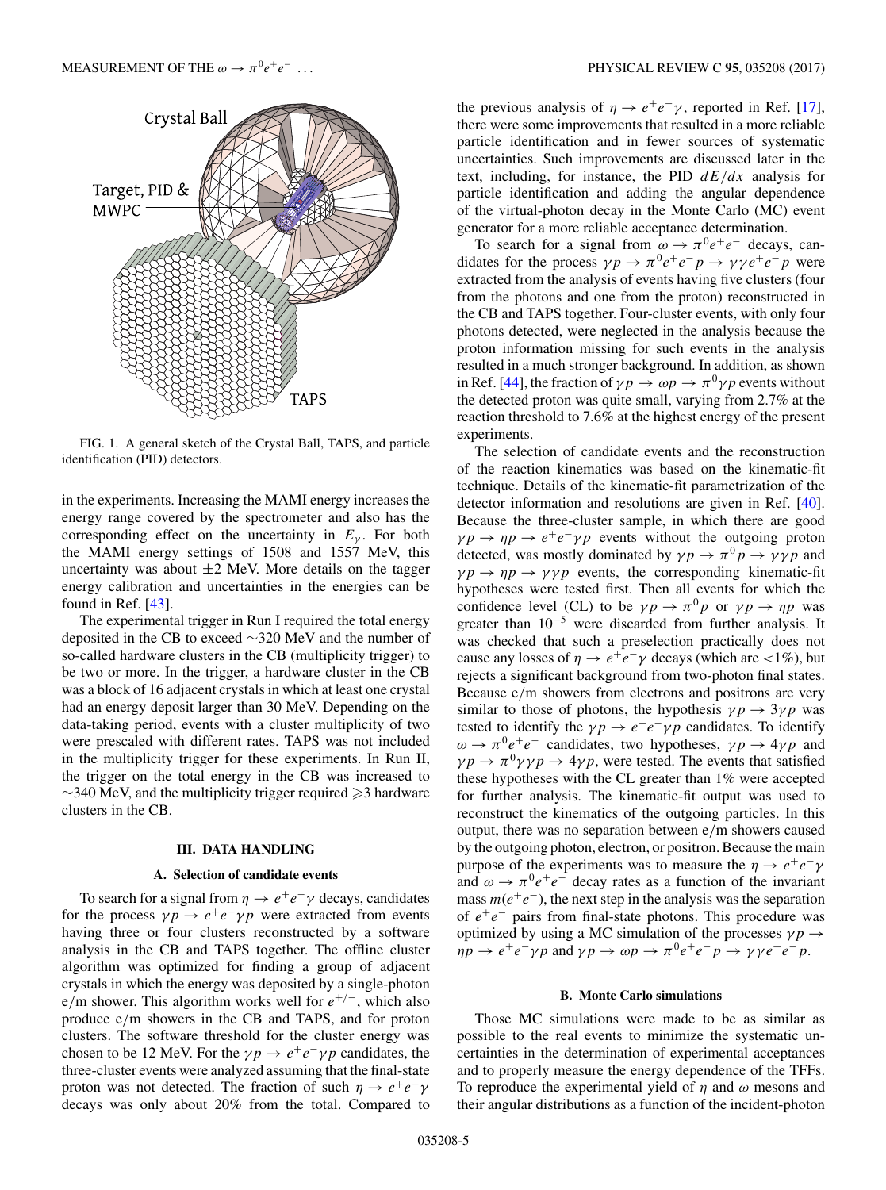FIG. 1. A general sketch of the Crystal Ball, TAPS, and particle identification (PID) detectors.

in the experiments. Increasing the MAMI energy increases the energy range covered by the spectrometer and also has the corresponding effect on the uncertainty in $E_\gamma$. For both the MAMI energy settings of 1508 and 1557 MeV, this uncertainty was about $\pm 2$ MeV. More details on the tagger energy calibration and uncertainties in the energies can be found in Ref. [43].

The experimental trigger in Run I required the total energy deposited in the CB to exceed $\sim$320 MeV and the number of so-called hardware clusters in the CB (multiplicity trigger) to be two or more. In the trigger, a hardware cluster in the CB was a block of 16 adjacent crystals in which at least one crystal had an energy deposit larger than 30 MeV. Depending on the data-taking period, events with a cluster multiplicity of two were prescaled with different rates. TAPS was not included in the multiplicity trigger for these experiments. In Run II, the trigger on the total energy in the CB was increased to $\sim$340 MeV, and the multiplicity trigger required $\geqslant 3$ hardware clusters in the CB.

## III. DATA HANDLING

### A. Selection of candidate events

To search for a signal from $\eta \to e^+e^-\gamma$ decays, candidates for the process $\gamma p \to e^+e^-\gamma p$ were extracted from events having three or four clusters reconstructed by a software analysis in the CB and TAPS together. The offline cluster algorithm was optimized for finding a group of adjacent crystals in which the energy was deposited by a single-photon e/m shower. This algorithm works well for $e^{+/-}$, which also produce e/m showers in the CB and TAPS, and for proton clusters. The software threshold for the cluster energy was chosen to be 12 MeV. For the $\gamma p \to e^+e^-\gamma p$ candidates, the three-cluster events were analyzed assuming that the final-state proton was not detected. The fraction of such $\eta \to e^+e^-\gamma$ decays was only about 20% from the total. Compared to the previous analysis of $\eta \to e^+e^-\gamma$, reported in Ref. [17], there were some improvements that resulted in a more reliable particle identification and in fewer sources of systematic uncertainties. Such improvements are discussed later in the text, including, for instance, the PID $dE/dx$ analysis for particle identification and adding the angular dependence of the virtual-photon decay in the Monte Carlo (MC) event generator for a more reliable acceptance determination.

To search for a signal from $\omega \to \pi^0 e^+e^-$ decays, candidates for the process $\gamma p \to \pi^0 e^+e^- p \to \gamma\gamma e^+e^- p$ were extracted from the analysis of events having five clusters (four from the photons and one from the proton) reconstructed in the CB and TAPS together. Four-cluster events, with only four photons detected, were neglected in the analysis because the proton information missing for such events in the analysis resulted in a much stronger background. In addition, as shown in Ref. [44], the fraction of $\gamma p \to \omega p \to \pi^0\gamma p$ events without the detected proton was quite small, varying from 2.7% at the reaction threshold to 7.6% at the highest energy of the present experiments.

The selection of candidate events and the reconstruction of the reaction kinematics was based on the kinematic-fit technique. Details of the kinematic-fit parametrization of the detector information and resolutions are given in Ref. [40]. Because the three-cluster sample, in which there are good $\gamma p \to \eta p \to e^+e^-\gamma p$ events without the outgoing proton detected, was mostly dominated by $\gamma p \to \pi^0 p \to \gamma\gamma p$ and $\gamma p \to \eta p \to \gamma\gamma p$ events, the corresponding kinematic-fit hypotheses were tested first. Then all events for which the confidence level (CL) to be $\gamma p \to \pi^0 p$ or $\gamma p \to \eta p$ was greater than $10^{-5}$ were discarded from further analysis. It was checked that such a preselection practically does not cause any losses of $\eta \to e^+e^-\gamma$ decays (which are $<$1%), but rejects a significant background from two-photon final states. Because e/m showers from electrons and positrons are very similar to those of photons, the hypothesis $\gamma p \to 3\gamma p$ was tested to identify the $\gamma p \to e^+e^-\gamma p$ candidates. To identify $\omega \to \pi^0 e^+e^-$ candidates, two hypotheses, $\gamma p \to 4\gamma p$ and $\gamma p \to \pi^0\gamma\gamma p \to 4\gamma p$, were tested. The events that satisfied these hypotheses with the CL greater than 1% were accepted for further analysis. The kinematic-fit output was used to reconstruct the kinematics of the outgoing particles. In this output, there was no separation between e/m showers caused by the outgoing photon, electron, or positron. Because the main purpose of the experiments was to measure the $\eta \to e^+e^-\gamma$ and $\omega \to \pi^0 e^+e^-$ decay rates as a function of the invariant mass $m(e^+e^-)$, the next step in the analysis was the separation of $e^+e^-$ pairs from final-state photons. This procedure was optimized by using a MC simulation of the processes $\gamma p \to \eta p \to e^+e^-\gamma p$ and $\gamma p \to \omega p \to \pi^0 e^+e^- p \to \gamma\gamma e^+e^- p$.

### B. Monte Carlo simulations

Those MC simulations were made to be as similar as possible to the real events to minimize the systematic uncertainties in the determination of experimental acceptances and to properly measure the energy dependence of the TFFs. To reproduce the experimental yield of $\eta$ and $\omega$ mesons and their angular distributions as a function of the incident-photon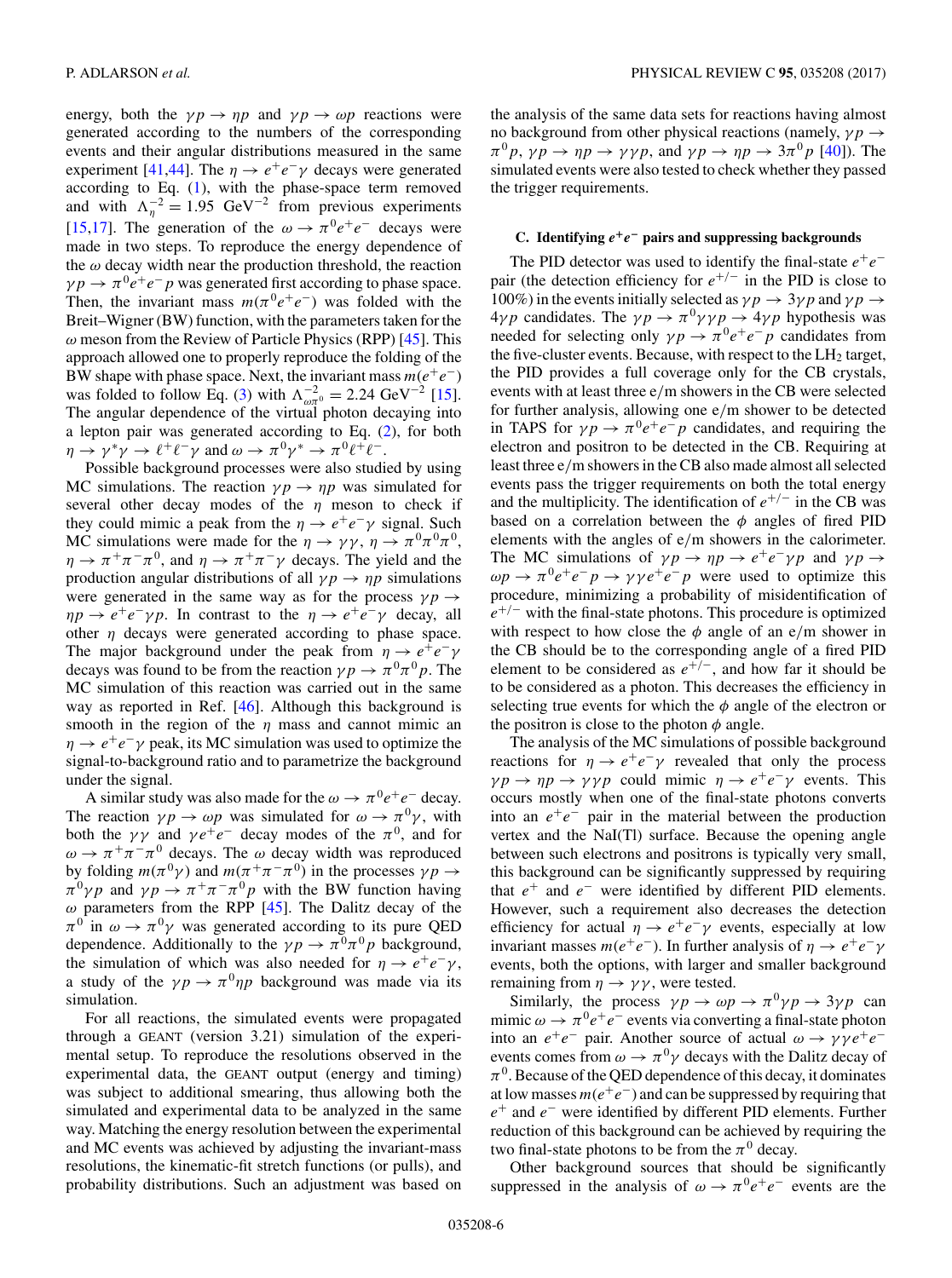energy, both the $\gamma p \to \eta p$ and $\gamma p \to \omega p$ reactions were generated according to the numbers of the corresponding events and their angular distributions measured in the same experiment [41,44]. The $\eta \to e^+e^-\gamma$ decays were generated according to Eq. (1), with the phase-space term removed and with $\Lambda_\eta^{-2} = 1.95\ \text{GeV}^{-2}$ from previous experiments [15,17]. The generation of the $\omega \to \pi^0 e^+e^-$ decays were made in two steps. To reproduce the energy dependence of the $\omega$ decay width near the production threshold, the reaction $\gamma p \to \pi^0 e^+e^- p$ was generated first according to phase space. Then, the invariant mass $m(\pi^0 e^+e^-)$ was folded with the Breit–Wigner (BW) function, with the parameters taken for the $\omega$ meson from the Review of Particle Physics (RPP) [45]. This approach allowed one to properly reproduce the folding of the BW shape with phase space. Next, the invariant mass $m(e^+e^-)$ was folded to follow Eq. (3) with $\Lambda_{\omega\pi^0}^{-2} = 2.24\ \text{GeV}^{-2}$ [15]. The angular dependence of the virtual photon decaying into a lepton pair was generated according to Eq. (2), for both $\eta \to \gamma^*\gamma \to \ell^+\ell^-\gamma$ and $\omega \to \pi^0\gamma^* \to \pi^0\ell^+\ell^-$.

Possible background processes were also studied by using MC simulations. The reaction $\gamma p \to \eta p$ was simulated for several other decay modes of the $\eta$ meson to check if they could mimic a peak from the $\eta \to e^+e^-\gamma$ signal. Such MC simulations were made for the $\eta \to \gamma\gamma$, $\eta \to \pi^0\pi^0\pi^0$, $\eta \to \pi^+\pi^-\pi^0$, and $\eta \to \pi^+\pi^-\gamma$ decays. The yield and the production angular distributions of all $\gamma p \to \eta p$ simulations were generated in the same way as for the process $\gamma p \to \eta p \to e^+e^-\gamma p$. In contrast to the $\eta \to e^+e^-\gamma$ decay, all other $\eta$ decays were generated according to phase space. The major background under the peak from $\eta \to e^+e^-\gamma$ decays was found to be from the reaction $\gamma p \to \pi^0\pi^0 p$. The MC simulation of this reaction was carried out in the same way as reported in Ref. [46]. Although this background is smooth in the region of the $\eta$ mass and cannot mimic an $\eta \to e^+e^-\gamma$ peak, its MC simulation was used to optimize the signal-to-background ratio and to parametrize the background under the signal.

A similar study was also made for the $\omega \to \pi^0 e^+e^-$ decay. The reaction $\gamma p \to \omega p$ was simulated for $\omega \to \pi^0\gamma$, with both the $\gamma\gamma$ and $\gamma e^+e^-$ decay modes of the $\pi^0$, and for $\omega \to \pi^+\pi^-\pi^0$ decays. The $\omega$ decay width was reproduced by folding $m(\pi^0\gamma)$ and $m(\pi^+\pi^-\pi^0)$ in the processes $\gamma p \to \pi^0\gamma p$ and $\gamma p \to \pi^+\pi^-\pi^0 p$ with the BW function having $\omega$ parameters from the RPP [45]. The Dalitz decay of the $\pi^0$ in $\omega \to \pi^0\gamma$ was generated according to its pure QED dependence. Additionally to the $\gamma p \to \pi^0\pi^0 p$ background, the simulation of which was also needed for $\eta \to e^+e^-\gamma$, a study of the $\gamma p \to \pi^0\eta p$ background was made via its simulation.

For all reactions, the simulated events were propagated through a GEANT (version 3.21) simulation of the experimental setup. To reproduce the resolutions observed in the experimental data, the GEANT output (energy and timing) was subject to additional smearing, thus allowing both the simulated and experimental data to be analyzed in the same way. Matching the energy resolution between the experimental and MC events was achieved by adjusting the invariant-mass resolutions, the kinematic-fit stretch functions (or pulls), and probability distributions. Such an adjustment was based on the analysis of the same data sets for reactions having almost no background from other physical reactions (namely, $\gamma p \to \pi^0 p$, $\gamma p \to \eta p \to \gamma\gamma p$, and $\gamma p \to \eta p \to 3\pi^0 p$ [40]). The simulated events were also tested to check whether they passed the trigger requirements.

### C. Identifying $e^+e^-$ pairs and suppressing backgrounds

The PID detector was used to identify the final-state $e^+e^-$ pair (the detection efficiency for $e^{+/-}$ in the PID is close to 100%) in the events initially selected as $\gamma p \to 3\gamma p$ and $\gamma p \to 4\gamma p$ candidates. The $\gamma p \to \pi^0\gamma\gamma p \to 4\gamma p$ hypothesis was needed for selecting only $\gamma p \to \pi^0 e^+e^- p$ candidates from the five-cluster events. Because, with respect to the $LH_2$ target, the PID provides a full coverage only for the CB crystals, events with at least three e/m showers in the CB were selected for further analysis, allowing one e/m shower to be detected in TAPS for $\gamma p \to \pi^0 e^+e^- p$ candidates, and requiring the electron and positron to be detected in the CB. Requiring at least three e/m showers in the CB also made almost all selected events pass the trigger requirements on both the total energy and the multiplicity. The identification of $e^{+/-}$ in the CB was based on a correlation between the $\phi$ angles of fired PID elements with the angles of e/m showers in the calorimeter. The MC simulations of $\gamma p \to \eta p \to e^+e^-\gamma p$ and $\gamma p \to \omega p \to \pi^0 e^+e^- p \to \gamma\gamma e^+e^- p$ were used to optimize this procedure, minimizing a probability of misidentification of $e^{+/-}$ with the final-state photons. This procedure is optimized with respect to how close the $\phi$ angle of an e/m shower in the CB should be to the corresponding angle of a fired PID element to be considered as $e^{+/-}$, and how far it should be to be considered as a photon. This decreases the efficiency in selecting true events for which the $\phi$ angle of the electron or the positron is close to the photon $\phi$ angle.

The analysis of the MC simulations of possible background reactions for $\eta \to e^+e^-\gamma$ revealed that only the process $\gamma p \to \eta p \to \gamma\gamma p$ could mimic $\eta \to e^+e^-\gamma$ events. This occurs mostly when one of the final-state photons converts into an $e^+e^-$ pair in the material between the production vertex and the NaI(Tl) surface. Because the opening angle between such electrons and positrons is typically very small, this background can be significantly suppressed by requiring that $e^+$ and $e^-$ were identified by different PID elements. However, such a requirement also decreases the detection efficiency for actual $\eta \to e^+e^-\gamma$ events, especially at low invariant masses $m(e^+e^-)$. In further analysis of $\eta \to e^+e^-\gamma$ events, both the options, with larger and smaller background remaining from $\eta \to \gamma\gamma$, were tested.

Similarly, the process $\gamma p \to \omega p \to \pi^0\gamma p \to 3\gamma p$ can mimic $\omega \to \pi^0 e^+e^-$ events via converting a final-state photon into an $e^+e^-$ pair. Another source of actual $\omega \to \gamma\gamma e^+e^-$ events comes from $\omega \to \pi^0\gamma$ decays with the Dalitz decay of $\pi^0$. Because of the QED dependence of this decay, it dominates at low masses $m(e^+e^-)$ and can be suppressed by requiring that $e^+$ and $e^-$ were identified by different PID elements. Further reduction of this background can be achieved by requiring the two final-state photons to be from the $\pi^0$ decay.

Other background sources that should be significantly suppressed in the analysis of $\omega \to \pi^0 e^+e^-$ events are the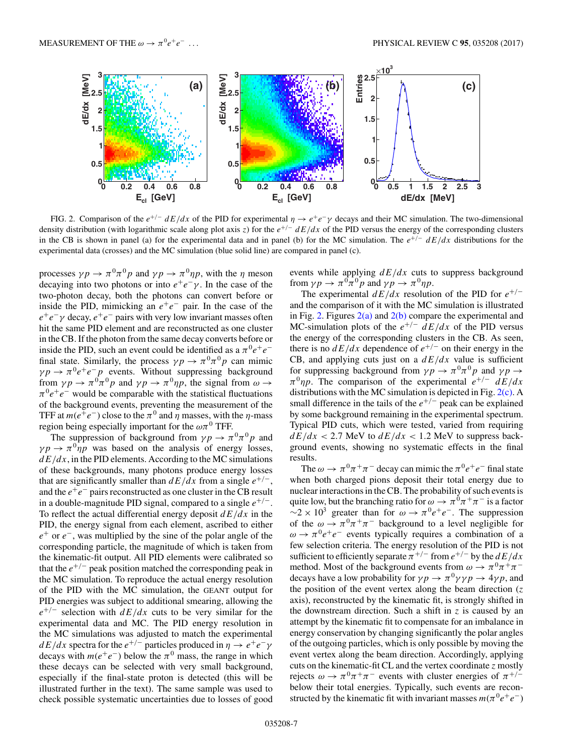FIG. 2. Comparison of the $e^{+/-}$ $dE/dx$ of the PID for experimental $\eta \to e^+e^-\gamma$ decays and their MC simulation. The two-dimensional density distribution (with logarithmic scale along plot axis $z$) for the $e^{+/-}$ $dE/dx$ of the PID versus the energy of the corresponding clusters in the CB is shown in panel (a) for the experimental data and in panel (b) for the MC simulation. The $e^{+/-}$ $dE/dx$ distributions for the experimental data (crosses) and the MC simulation (blue solid line) are compared in panel (c).

processes $\gamma p \to \pi^0\pi^0 p$ and $\gamma p \to \pi^0\eta p$, with the $\eta$ meson decaying into two photons or into $e^+e^-\gamma$. In the case of the two-photon decay, both the photons can convert before or inside the PID, mimicking an $e^+e^-$ pair. In the case of the $e^+e^-\gamma$ decay, $e^+e^-$ pairs with very low invariant masses often hit the same PID element and are reconstructed as one cluster in the CB. If the photon from the same decay converts before or inside the PID, such an event could be identified as a $\pi^0e^+e^-$ final state. Similarly, the process $\gamma p \to \pi^0\pi^0 p$ can mimic $\gamma p \to \pi^0e^+e^- p$ events. Without suppressing background from $\gamma p \to \pi^0\pi^0 p$ and $\gamma p \to \pi^0\eta p$, the signal from $\omega \to \pi^0e^+e^-$ would be comparable with the statistical fluctuations of the background events, preventing the measurement of the TFF at $m(e^+e^-)$ close to the $\pi^0$ and $\eta$ masses, with the $\eta$-mass region being especially important for the $\omega\pi^0$ TFF.

The suppression of background from $\gamma p \to \pi^0\pi^0 p$ and $\gamma p \to \pi^0\eta p$ was based on the analysis of energy losses, $dE/dx$, in the PID elements. According to the MC simulations of these backgrounds, many photons produce energy losses that are significantly smaller than $dE/dx$ from a single $e^{+/-}$, and the $e^+e^-$ pairs reconstructed as one cluster in the CB result in a double-magnitude PID signal, compared to a single $e^{+/-}$. To reflect the actual differential energy deposit $dE/dx$ in the PID, the energy signal from each element, ascribed to either $e^+$ or $e^-$, was multiplied by the sine of the polar angle of the corresponding particle, the magnitude of which is taken from the kinematic-fit output. All PID elements were calibrated so that the $e^{+/-}$ peak position matched the corresponding peak in the MC simulation. To reproduce the actual energy resolution of the PID with the MC simulation, the GEANT output for PID energies was subject to additional smearing, allowing the $e^{+/-}$ selection with $dE/dx$ cuts to be very similar for the experimental data and MC. The PID energy resolution in the MC simulations was adjusted to match the experimental $dE/dx$ spectra for the $e^{+/-}$ particles produced in $\eta \to e^+e^-\gamma$ decays with $m(e^+e^-)$ below the $\pi^0$ mass, the range in which these decays can be selected with very small background, especially if the final-state proton is detected (this will be illustrated further in the text). The same sample was used to check possible systematic uncertainties due to losses of good events while applying $dE/dx$ cuts to suppress background from $\gamma p \to \pi^0\pi^0 p$ and $\gamma p \to \pi^0\eta p$.

The experimental $dE/dx$ resolution of the PID for $e^{+/-}$ and the comparison of it with the MC simulation is illustrated in Fig. 2. Figures 2(a) and 2(b) compare the experimental and MC-simulation plots of the $e^{+/-}$ $dE/dx$ of the PID versus the energy of the corresponding clusters in the CB. As seen, there is no $dE/dx$ dependence of $e^{+/-}$ on their energy in the CB, and applying cuts just on a $dE/dx$ value is sufficient for suppressing background from $\gamma p \to \pi^0\pi^0 p$ and $\gamma p \to \pi^0\eta p$. The comparison of the experimental $e^{+/-}$ $dE/dx$ distributions with the MC simulation is depicted in Fig. 2(c). A small difference in the tails of the $e^{+/-}$ peak can be explained by some background remaining in the experimental spectrum. Typical PID cuts, which were tested, varied from requiring $dE/dx < 2.7$ MeV to $dE/dx < 1.2$ MeV to suppress background events, showing no systematic effects in the final results.

The $\omega \to \pi^0\pi^+\pi^-$ decay can mimic the $\pi^0e^+e^-$ final state when both charged pions deposit their total energy due to nuclear interactions in the CB. The probability of such events is quite low, but the branching ratio for $\omega \to \pi^0\pi^+\pi^-$ is a factor $\sim 2 \times 10^3$ greater than for $\omega \to \pi^0e^+e^-$. The suppression of the $\omega \to \pi^0\pi^+\pi^-$ background to a level negligible for $\omega \to \pi^0e^+e^-$ events typically requires a combination of a few selection criteria. The energy resolution of the PID is not sufficient to efficiently separate $\pi^{+/-}$ from $e^{+/-}$ by the $dE/dx$ method. Most of the background events from $\omega \to \pi^0\pi^+\pi^-$ decays have a low probability for $\gamma p \to \pi^0\gamma\gamma p \to 4\gamma p$, and the position of the event vertex along the beam direction ($z$ axis), reconstructed by the kinematic fit, is strongly shifted in the downstream direction. Such a shift in $z$ is caused by an attempt by the kinematic fit to compensate for an imbalance in energy conservation by changing significantly the polar angles of the outgoing particles, which is only possible by moving the event vertex along the beam direction. Accordingly, applying cuts on the kinematic-fit CL and the vertex coordinate $z$ mostly rejects $\omega \to \pi^0\pi^+\pi^-$ events with cluster energies of $\pi^{+/-}$ below their total energies. Typically, such events are reconstructed by the kinematic fit with invariant masses $m(\pi^0e^+e^-)$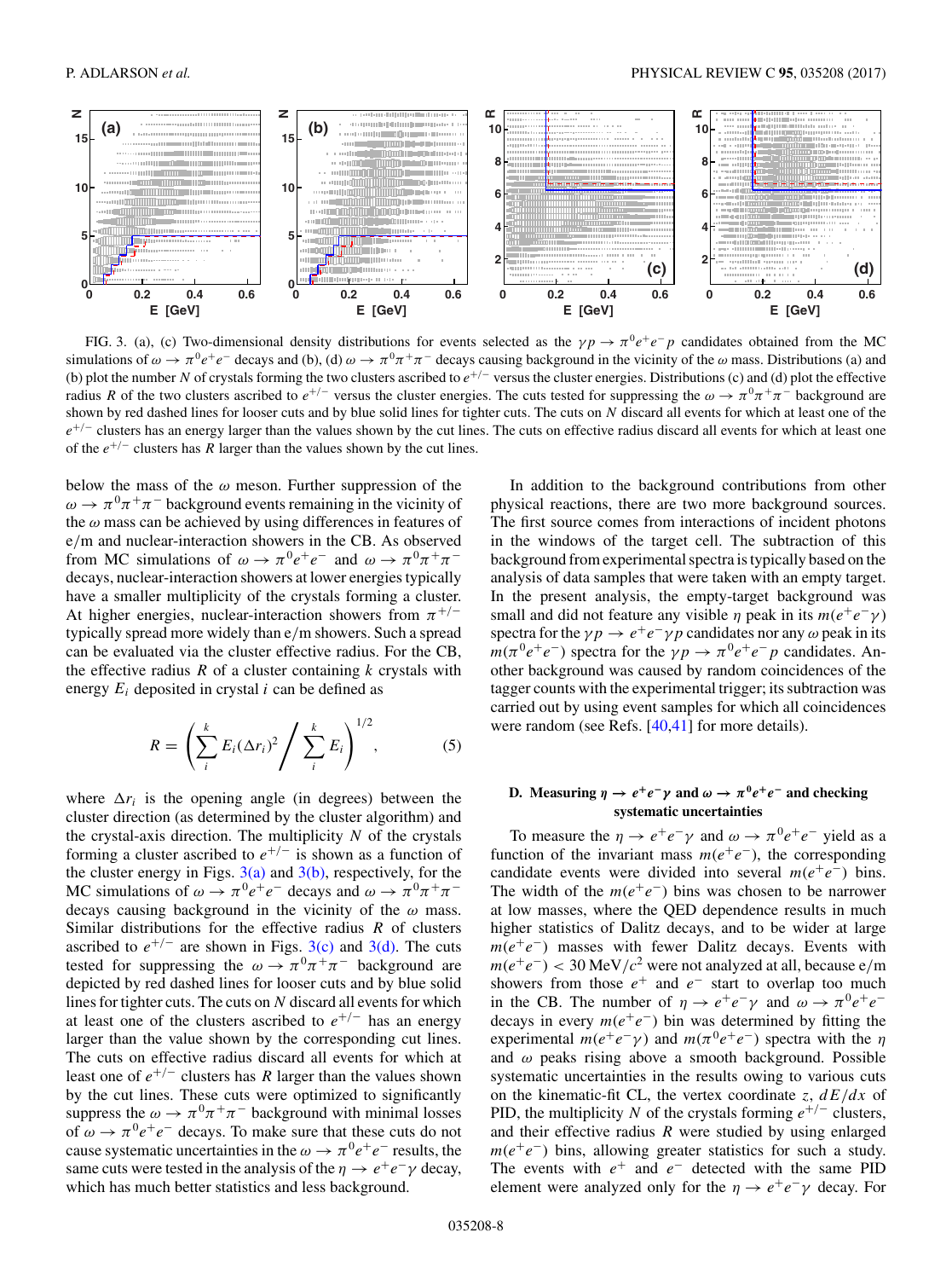FIG. 3. (a), (c) Two-dimensional density distributions for events selected as the $\gamma p \to \pi^0 e^+ e^- p$ candidates obtained from the MC simulations of $\omega \to \pi^0 e^+ e^-$ decays and (b), (d) $\omega \to \pi^0 \pi^+ \pi^-$ decays causing background in the vicinity of the $\omega$ mass. Distributions (a) and (b) plot the number $N$ of crystals forming the two clusters ascribed to $e^{+/-}$ versus the cluster energies. Distributions (c) and (d) plot the effective radius $R$ of the two clusters ascribed to $e^{+/-}$ versus the cluster energies. The cuts tested for suppressing the $\omega \to \pi^0 \pi^+ \pi^-$ background are shown by red dashed lines for looser cuts and by blue solid lines for tighter cuts. The cuts on $N$ discard all events for which at least one of the $e^{+/-}$ clusters has an energy larger than the values shown by the cut lines. The cuts on effective radius discard all events for which at least one of the $e^{+/-}$ clusters has $R$ larger than the values shown by the cut lines.

below the mass of the $\omega$ meson. Further suppression of the $\omega \to \pi^0 \pi^+ \pi^-$ background events remaining in the vicinity of the $\omega$ mass can be achieved by using differences in features of e/m and nuclear-interaction showers in the CB. As observed from MC simulations of $\omega \to \pi^0 e^+ e^-$ and $\omega \to \pi^0 \pi^+ \pi^-$ decays, nuclear-interaction showers at lower energies typically have a smaller multiplicity of the crystals forming a cluster. At higher energies, nuclear-interaction showers from $\pi^{+/-}$ typically spread more widely than e/m showers. Such a spread can be evaluated via the cluster effective radius. For the CB, the effective radius $R$ of a cluster containing $k$ crystals with energy $E_i$ deposited in crystal $i$ can be defined as

$$R = \left( \sum_i^k E_i (\Delta r_i)^2 \Big/ \sum_i^k E_i \right)^{1/2}, \tag{5}$$

where $\Delta r_i$ is the opening angle (in degrees) between the cluster direction (as determined by the cluster algorithm) and the crystal-axis direction. The multiplicity $N$ of the crystals forming a cluster ascribed to $e^{+/-}$ is shown as a function of the cluster energy in Figs. 3(a) and 3(b), respectively, for the MC simulations of $\omega \to \pi^0 e^+ e^-$ decays and $\omega \to \pi^0 \pi^+ \pi^-$ decays causing background in the vicinity of the $\omega$ mass. Similar distributions for the effective radius $R$ of clusters ascribed to $e^{+/-}$ are shown in Figs. 3(c) and 3(d). The cuts tested for suppressing the $\omega \to \pi^0 \pi^+ \pi^-$ background are depicted by red dashed lines for looser cuts and by blue solid lines for tighter cuts. The cuts on $N$ discard all events for which at least one of the clusters ascribed to $e^{+/-}$ has an energy larger than the value shown by the corresponding cut lines. The cuts on effective radius discard all events for which at least one of $e^{+/-}$ clusters has $R$ larger than the values shown by the cut lines. These cuts were optimized to significantly suppress the $\omega \to \pi^0 \pi^+ \pi^-$ background with minimal losses of $\omega \to \pi^0 e^+ e^-$ decays. To make sure that these cuts do not cause systematic uncertainties in the $\omega \to \pi^0 e^+ e^-$ results, the same cuts were tested in the analysis of the $\eta \to e^+ e^- \gamma$ decay, which has much better statistics and less background.

In addition to the background contributions from other physical reactions, there are two more background sources. The first source comes from interactions of incident photons in the windows of the target cell. The subtraction of this background from experimental spectra is typically based on the analysis of data samples that were taken with an empty target. In the present analysis, the empty-target background was small and did not feature any visible $\eta$ peak in its $m(e^+ e^- \gamma)$ spectra for the $\gamma p \to e^+ e^- \gamma p$ candidates nor any $\omega$ peak in its $m(\pi^0 e^+ e^-)$ spectra for the $\gamma p \to \pi^0 e^+ e^- p$ candidates. Another background was caused by random coincidences of the tagger counts with the experimental trigger; its subtraction was carried out by using event samples for which all coincidences were random (see Refs. [40,41] for more details).

### D. Measuring $\eta \to e^+ e^- \gamma$ and $\omega \to \pi^0 e^+ e^-$ and checking systematic uncertainties

To measure the $\eta \to e^+ e^- \gamma$ and $\omega \to \pi^0 e^+ e^-$ yield as a function of the invariant mass $m(e^+ e^-)$, the corresponding candidate events were divided into several $m(e^+ e^-)$ bins. The width of the $m(e^+ e^-)$ bins was chosen to be narrower at low masses, where the QED dependence results in much higher statistics of Dalitz decays, and to be wider at large $m(e^+ e^-)$ masses with fewer Dalitz decays. Events with $m(e^+ e^-) < 30$ MeV/$c^2$ were not analyzed at all, because e/m showers from those $e^+$ and $e^-$ start to overlap too much in the CB. The number of $\eta \to e^+ e^- \gamma$ and $\omega \to \pi^0 e^+ e^-$ decays in every $m(e^+ e^-)$ bin was determined by fitting the experimental $m(e^+ e^- \gamma)$ and $m(\pi^0 e^+ e^-)$ spectra with the $\eta$ and $\omega$ peaks rising above a smooth background. Possible systematic uncertainties in the results owing to various cuts on the kinematic-fit CL, the vertex coordinate $z$, $dE/dx$ of PID, the multiplicity $N$ of the crystals forming $e^{+/-}$ clusters, and their effective radius $R$ were studied by using enlarged $m(e^+ e^-)$ bins, allowing greater statistics for such a study. The events with $e^+$ and $e^-$ detected with the same PID element were analyzed only for the $\eta \to e^+ e^- \gamma$ decay. For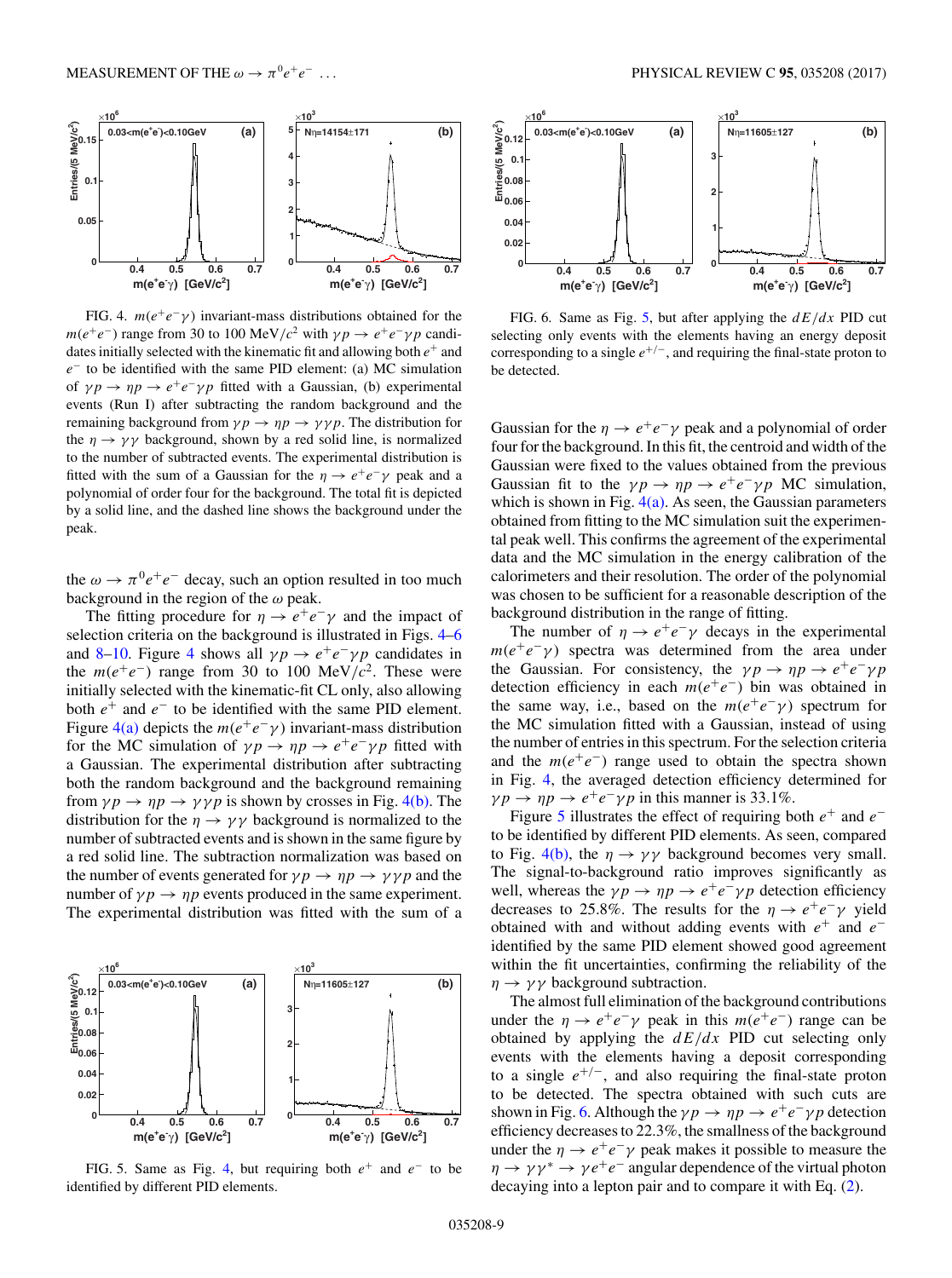FIG. 4. $m(e^+e^-\gamma)$ invariant-mass distributions obtained for the $m(e^+e^-)$ range from 30 to 100 MeV/$c^2$ with $\gamma p \to e^+e^-\gamma p$ candidates initially selected with the kinematic fit and allowing both $e^+$ and $e^-$ to be identified with the same PID element: (a) MC simulation of $\gamma p \to \eta p \to e^+e^-\gamma p$ fitted with a Gaussian, (b) experimental events (Run I) after subtracting the random background and the remaining background from $\gamma p \to \eta p \to \gamma\gamma p$. The distribution for the $\eta \to \gamma\gamma$ background, shown by a red solid line, is normalized to the number of subtracted events. The experimental distribution is fitted with the sum of a Gaussian for the $\eta \to e^+e^-\gamma$ peak and a polynomial of order four for the background. The total fit is depicted by a solid line, and the dashed line shows the background under the peak.

the $\omega \to \pi^0 e^+e^-$ decay, such an option resulted in too much background in the region of the $\omega$ peak.

The fitting procedure for $\eta \to e^+e^-\gamma$ and the impact of selection criteria on the background is illustrated in Figs. 4–6 and 8–10. Figure 4 shows all $\gamma p \to e^+e^-\gamma p$ candidates in the $m(e^+e^-)$ range from 30 to 100 MeV/$c^2$. These were initially selected with the kinematic-fit CL only, also allowing both $e^+$ and $e^-$ to be identified with the same PID element. Figure 4(a) depicts the $m(e^+e^-\gamma)$ invariant-mass distribution for the MC simulation of $\gamma p \to \eta p \to e^+e^-\gamma p$ fitted with a Gaussian. The experimental distribution after subtracting both the random background and the background remaining from $\gamma p \to \eta p \to \gamma\gamma p$ is shown by crosses in Fig. 4(b). The distribution for the $\eta \to \gamma\gamma$ background is normalized to the number of subtracted events and is shown in the same figure by a red solid line. The subtraction normalization was based on the number of events generated for $\gamma p \to \eta p \to \gamma\gamma p$ and the number of $\gamma p \to \eta p$ events produced in the same experiment. The experimental distribution was fitted with the sum of a Gaussian for the $\eta \to e^+e^-\gamma$ peak and a polynomial of order four for the background. In this fit, the centroid and width of the Gaussian were fixed to the values obtained from the previous Gaussian fit to the $\gamma p \to \eta p \to e^+e^-\gamma p$ MC simulation, which is shown in Fig. 4(a). As seen, the Gaussian parameters obtained from fitting to the MC simulation suit the experimental peak well. This confirms the agreement of the experimental data and the MC simulation in the energy calibration of the calorimeters and their resolution. The order of the polynomial was chosen to be sufficient for a reasonable description of the background distribution in the range of fitting.

FIG. 5. Same as Fig. 4, but requiring both $e^+$ and $e^-$ to be identified by different PID elements.

FIG. 6. Same as Fig. 5, but after applying the $dE/dx$ PID cut selecting only events with the elements having an energy deposit corresponding to a single $e^{+/-}$, and requiring the final-state proton to be detected.

The number of $\eta \to e^+e^-\gamma$ decays in the experimental $m(e^+e^-\gamma)$ spectra was determined from the area under the Gaussian. For consistency, the $\gamma p \to \eta p \to e^+e^-\gamma p$ detection efficiency in each $m(e^+e^-)$ bin was obtained in the same way, i.e., based on the $m(e^+e^-\gamma)$ spectrum for the MC simulation fitted with a Gaussian, instead of using the number of entries in this spectrum. For the selection criteria and the $m(e^+e^-)$ range used to obtain the spectra shown in Fig. 4, the averaged detection efficiency determined for $\gamma p \to \eta p \to e^+e^-\gamma p$ in this manner is 33.1%.

Figure 5 illustrates the effect of requiring both $e^+$ and $e^-$ to be identified by different PID elements. As seen, compared to Fig. 4(b), the $\eta \to \gamma\gamma$ background becomes very small. The signal-to-background ratio improves significantly as well, whereas the $\gamma p \to \eta p \to e^+e^-\gamma p$ detection efficiency decreases to 25.8%. The results for the $\eta \to e^+e^-\gamma$ yield obtained with and without adding events with $e^+$ and $e^-$ identified by the same PID element showed good agreement within the fit uncertainties, confirming the reliability of the $\eta \to \gamma\gamma$ background subtraction.

The almost full elimination of the background contributions under the $\eta \to e^+e^-\gamma$ peak in this $m(e^+e^-)$ range can be obtained by applying the $dE/dx$ PID cut selecting only events with the elements having a deposit corresponding to a single $e^{+/-}$, and also requiring the final-state proton to be detected. The spectra obtained with such cuts are shown in Fig. 6. Although the $\gamma p \to \eta p \to e^+e^-\gamma p$ detection efficiency decreases to 22.3%, the smallness of the background under the $\eta \to e^+e^-\gamma$ peak makes it possible to measure the $\eta \to \gamma\gamma^* \to \gamma e^+e^-$ angular dependence of the virtual photon decaying into a lepton pair and to compare it with Eq. (2).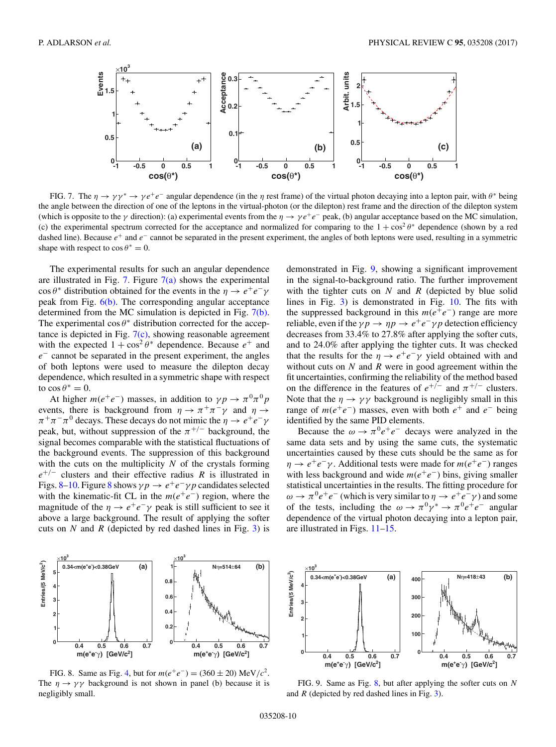FIG. 7. The $\eta \to \gamma\gamma^* \to \gamma e^+e^-$ angular dependence (in the $\eta$ rest frame) of the virtual photon decaying into a lepton pair, with $\theta^*$ being the angle between the direction of one of the leptons in the virtual-photon (or the dilepton) rest frame and the direction of the dilepton system (which is opposite to the $\gamma$ direction): (a) experimental events from the $\eta \to \gamma e^+e^-$ peak, (b) angular acceptance based on the MC simulation, (c) the experimental spectrum corrected for the acceptance and normalized for comparing to the $1 + \cos^2\theta^*$ dependence (shown by a red dashed line). Because $e^+$ and $e^-$ cannot be separated in the present experiment, the angles of both leptons were used, resulting in a symmetric shape with respect to $\cos\theta^* = 0$.

The experimental results for such an angular dependence are illustrated in Fig. 7. Figure 7(a) shows the experimental $\cos\theta^*$ distribution obtained for the events in the $\eta \to e^+e^-\gamma$ peak from Fig. 6(b). The corresponding angular acceptance determined from the MC simulation is depicted in Fig. 7(b). The experimental $\cos\theta^*$ distribution corrected for the acceptance is depicted in Fig. 7(c), showing reasonable agreement with the expected $1 + \cos^2\theta^*$ dependence. Because $e^+$ and $e^-$ cannot be separated in the present experiment, the angles of both leptons were used to measure the dilepton decay dependence, which resulted in a symmetric shape with respect to $\cos\theta^* = 0$.

At higher $m(e^+e^-)$ masses, in addition to $\gamma p \to \pi^0\pi^0 p$ events, there is background from $\eta \to \pi^+\pi^-\gamma$ and $\eta \to \pi^+\pi^-\pi^0$ decays. These decays do not mimic the $\eta \to e^+e^-\gamma$ peak, but, without suppression of the $\pi^{+/-}$ background, the signal becomes comparable with the statistical fluctuations of the background events. The suppression of this background with the cuts on the multiplicity $N$ of the crystals forming $e^{+/-}$ clusters and their effective radius $R$ is illustrated in Figs. 8–10. Figure 8 shows $\gamma p \to e^+e^-\gamma p$ candidates selected with the kinematic-fit CL in the $m(e^+e^-)$ region, where the magnitude of the $\eta \to e^+e^-\gamma$ peak is still sufficient to see it above a large background. The result of applying the softer cuts on $N$ and $R$ (depicted by red dashed lines in Fig. 3) is demonstrated in Fig. 9, showing a significant improvement in the signal-to-background ratio. The further improvement with the tighter cuts on $N$ and $R$ (depicted by blue solid lines in Fig. 3) is demonstrated in Fig. 10. The fits with the suppressed background in this $m(e^+e^-)$ range are more reliable, even if the $\gamma p \to \eta p \to e^+e^-\gamma p$ detection efficiency decreases from 33.4% to 27.8% after applying the softer cuts, and to 24.0% after applying the tighter cuts. It was checked that the results for the $\eta \to e^+e^-\gamma$ yield obtained with and without cuts on $N$ and $R$ were in good agreement within the fit uncertainties, confirming the reliability of the method based on the difference in the features of $e^{+/-}$ and $\pi^{+/-}$ clusters. Note that the $\eta \to \gamma\gamma$ background is negligibly small in this range of $m(e^+e^-)$ masses, even with both $e^+$ and $e^-$ being identified by the same PID elements.

Because the $\omega \to \pi^0 e^+e^-$ decays were analyzed in the same data sets and by using the same cuts, the systematic uncertainties caused by these cuts should be the same as for $\eta \to e^+e^-\gamma$. Additional tests were made for $m(e^+e^-)$ ranges with less background and wide $m(e^+e^-)$ bins, giving smaller statistical uncertainties in the results. The fitting procedure for $\omega \to \pi^0 e^+e^-$ (which is very similar to $\eta \to e^+e^-\gamma$) and some of the tests, including the $\omega \to \pi^0\gamma^* \to \pi^0 e^+e^-$ angular dependence of the virtual photon decaying into a lepton pair, are illustrated in Figs. 11–15.

FIG. 8. Same as Fig. 4, but for $m(e^+e^-) = (360 \pm 20)$ MeV/$c^2$. The $\eta \to \gamma\gamma$ background is not shown in panel (b) because it is negligibly small.

FIG. 9. Same as Fig. 8, but after applying the softer cuts on $N$ and $R$ (depicted by red dashed lines in Fig. 3).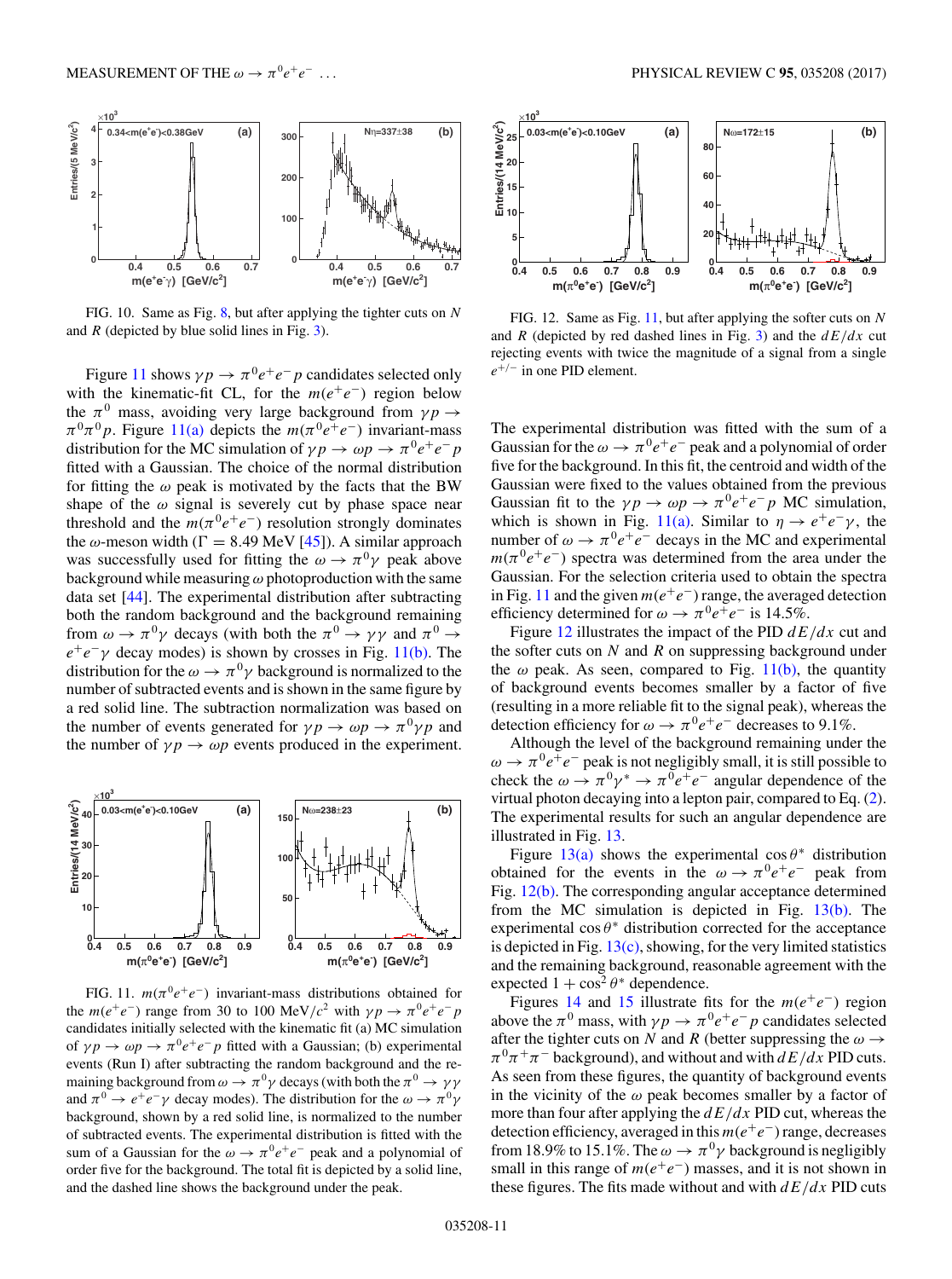FIG. 10. Same as Fig. 8, but after applying the tighter cuts on $N$ and $R$ (depicted by blue solid lines in Fig. 3).

Figure 11 shows $\gamma p \to \pi^0 e^+e^- p$ candidates selected only with the kinematic-fit CL, for the $m(e^+e^-)$ region below the $\pi^0$ mass, avoiding very large background from $\gamma p \to \pi^0\pi^0 p$. Figure 11(a) depicts the $m(\pi^0 e^+e^-)$ invariant-mass distribution for the MC simulation of $\gamma p \to \omega p \to \pi^0 e^+e^- p$ fitted with a Gaussian. The choice of the normal distribution for fitting the $\omega$ peak is motivated by the facts that the BW shape of the $\omega$ signal is severely cut by phase space near threshold and the $m(\pi^0 e^+e^-)$ resolution strongly dominates the $\omega$-meson width ($\Gamma = 8.49$ MeV [45]). A similar approach was successfully used for fitting the $\omega \to \pi^0\gamma$ peak above background while measuring $\omega$ photoproduction with the same data set [44]. The experimental distribution after subtracting both the random background and the background remaining from $\omega \to \pi^0\gamma$ decays (with both the $\pi^0 \to \gamma\gamma$ and $\pi^0 \to e^+e^-\gamma$ decay modes) is shown by crosses in Fig. 11(b). The distribution for the $\omega \to \pi^0\gamma$ background is normalized to the number of subtracted events and is shown in the same figure by a red solid line. The subtraction normalization was based on the number of events generated for $\gamma p \to \omega p \to \pi^0\gamma p$ and the number of $\gamma p \to \omega p$ events produced in the experiment.

FIG. 11. $m(\pi^0 e^+e^-)$ invariant-mass distributions obtained for the $m(e^+e^-)$ range from 30 to 100 MeV/$c^2$ with $\gamma p \to \pi^0 e^+e^- p$ candidates initially selected with the kinematic fit (a) MC simulation of $\gamma p \to \omega p \to \pi^0 e^+e^- p$ fitted with a Gaussian; (b) experimental events (Run I) after subtracting the random background and the remaining background from $\omega \to \pi^0\gamma$ decays (with both the $\pi^0 \to \gamma\gamma$ and $\pi^0 \to e^+e^-\gamma$ decay modes). The distribution for the $\omega \to \pi^0\gamma$ background, shown by a red solid line, is normalized to the number of subtracted events. The experimental distribution is fitted with the sum of a Gaussian for the $\omega \to \pi^0 e^+e^-$ peak and a polynomial of order five for the background. The total fit is depicted by a solid line, and the dashed line shows the background under the peak.

FIG. 12. Same as Fig. 11, but after applying the softer cuts on $N$ and $R$ (depicted by red dashed lines in Fig. 3) and the $dE/dx$ cut rejecting events with twice the magnitude of a signal from a single $e^{+/-}$ in one PID element.

The experimental distribution was fitted with the sum of a Gaussian for the $\omega \to \pi^0 e^+e^-$ peak and a polynomial of order five for the background. In this fit, the centroid and width of the Gaussian were fixed to the values obtained from the previous Gaussian fit to the $\gamma p \to \omega p \to \pi^0 e^+e^- p$ MC simulation, which is shown in Fig. 11(a). Similar to $\eta \to e^+e^-\gamma$, the number of $\omega \to \pi^0 e^+e^-$ decays in the MC and experimental $m(\pi^0 e^+e^-)$ spectra was determined from the area under the Gaussian. For the selection criteria used to obtain the spectra in Fig. 11 and the given $m(e^+e^-)$ range, the averaged detection efficiency determined for $\omega \to \pi^0 e^+e^-$ is 14.5%.

Figure 12 illustrates the impact of the PID $dE/dx$ cut and the softer cuts on $N$ and $R$ on suppressing background under the $\omega$ peak. As seen, compared to Fig. 11(b), the quantity of background events becomes smaller by a factor of five (resulting in a more reliable fit to the signal peak), whereas the detection efficiency for $\omega \to \pi^0 e^+e^-$ decreases to 9.1%.

Although the level of the background remaining under the $\omega \to \pi^0 e^+e^-$ peak is not negligibly small, it is still possible to check the $\omega \to \pi^0\gamma^* \to \pi^0 e^+e^-$ angular dependence of the virtual photon decaying into a lepton pair, compared to Eq. (2). The experimental results for such an angular dependence are illustrated in Fig. 13.

Figure 13(a) shows the experimental $\cos\theta^*$ distribution obtained for the events in the $\omega \to \pi^0 e^+e^-$ peak from Fig. 12(b). The corresponding angular acceptance determined from the MC simulation is depicted in Fig. 13(b). The experimental $\cos\theta^*$ distribution corrected for the acceptance is depicted in Fig. 13(c), showing, for the very limited statistics and the remaining background, reasonable agreement with the expected $1 + \cos^2\theta^*$ dependence.

Figures 14 and 15 illustrate fits for the $m(e^+e^-)$ region above the $\pi^0$ mass, with $\gamma p \to \pi^0 e^+e^- p$ candidates selected after the tighter cuts on $N$ and $R$ (better suppressing the $\omega \to \pi^0\pi^+\pi^-$ background), and without and with $dE/dx$ PID cuts. As seen from these figures, the quantity of background events in the vicinity of the $\omega$ peak becomes smaller by a factor of more than four after applying the $dE/dx$ PID cut, whereas the detection efficiency, averaged in this $m(e^+e^-)$ range, decreases from 18.9% to 15.1%. The $\omega \to \pi^0\gamma$ background is negligibly small in this range of $m(e^+e^-)$ masses, and it is not shown in these figures. The fits made without and with $dE/dx$ PID cuts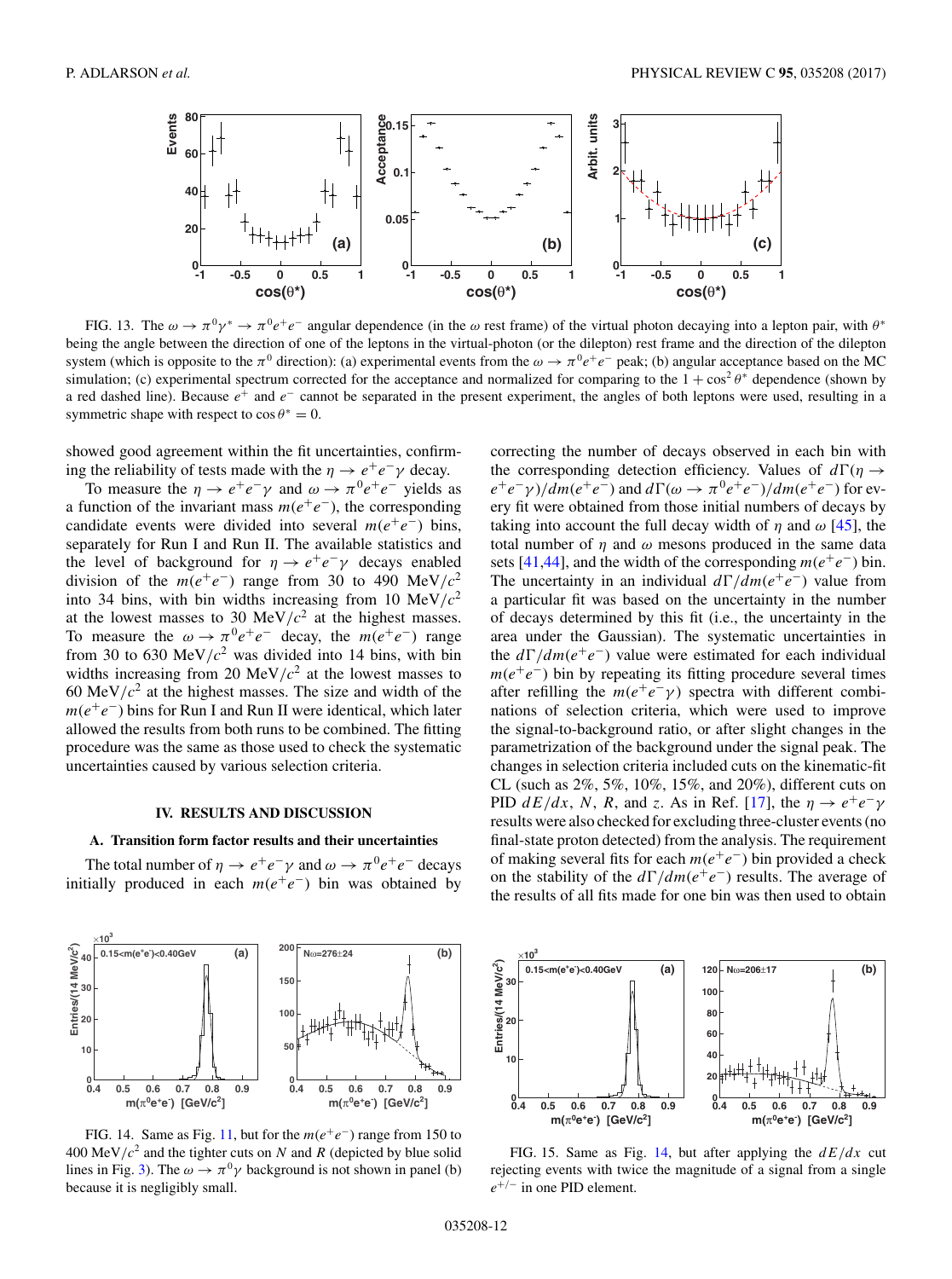FIG. 13. The $\omega \to \pi^0\gamma^* \to \pi^0 e^+e^-$ angular dependence (in the $\omega$ rest frame) of the virtual photon decaying into a lepton pair, with $\theta^*$ being the angle between the direction of one of the leptons in the virtual-photon (or the dilepton) rest frame and the direction of the dilepton system (which is opposite to the $\pi^0$ direction): (a) experimental events from the $\omega \to \pi^0 e^+e^-$ peak; (b) angular acceptance based on the MC simulation; (c) experimental spectrum corrected for the acceptance and normalized for comparing to the $1 + \cos^2\theta^*$ dependence (shown by a red dashed line). Because $e^+$ and $e^-$ cannot be separated in the present experiment, the angles of both leptons were used, resulting in a symmetric shape with respect to $\cos\theta^* = 0$.

showed good agreement within the fit uncertainties, confirming the reliability of tests made with the $\eta \to e^+e^-\gamma$ decay.

To measure the $\eta \to e^+e^-\gamma$ and $\omega \to \pi^0 e^+e^-$ yields as a function of the invariant mass $m(e^+e^-)$, the corresponding candidate events were divided into several $m(e^+e^-)$ bins, separately for Run I and Run II. The available statistics and the level of background for $\eta \to e^+e^-\gamma$ decays enabled division of the $m(e^+e^-)$ range from 30 to 490 MeV/$c^2$ into 34 bins, with bin widths increasing from 10 MeV/$c^2$ at the lowest masses to 30 MeV/$c^2$ at the highest masses. To measure the $\omega \to \pi^0 e^+e^-$ decay, the $m(e^+e^-)$ range from 30 to 630 MeV/$c^2$ was divided into 14 bins, with bin widths increasing from 20 MeV/$c^2$ at the lowest masses to 60 MeV/$c^2$ at the highest masses. The size and width of the $m(e^+e^-)$ bins for Run I and Run II were identical, which later allowed the results from both runs to be combined. The fitting procedure was the same as those used to check the systematic uncertainties caused by various selection criteria.

## IV. RESULTS AND DISCUSSION

### A. Transition form factor results and their uncertainties

The total number of $\eta \to e^+e^-\gamma$ and $\omega \to \pi^0 e^+e^-$ decays initially produced in each $m(e^+e^-)$ bin was obtained by correcting the number of decays observed in each bin with the corresponding detection efficiency. Values of $d\Gamma(\eta \to e^+e^-\gamma)/dm(e^+e^-)$ and $d\Gamma(\omega \to \pi^0 e^+e^-)/dm(e^+e^-)$ for every fit were obtained from those initial numbers of decays by taking into account the full decay width of $\eta$ and $\omega$ [45], the total number of $\eta$ and $\omega$ mesons produced in the same data sets [41,44], and the width of the corresponding $m(e^+e^-)$ bin. The uncertainty in an individual $d\Gamma/dm(e^+e^-)$ value from a particular fit was based on the uncertainty in the number of decays determined by this fit (i.e., the uncertainty in the area under the Gaussian). The systematic uncertainties in the $d\Gamma/dm(e^+e^-)$ value were estimated for each individual $m(e^+e^-)$ bin by repeating its fitting procedure several times after refilling the $m(e^+e^-\gamma)$ spectra with different combinations of selection criteria, which were used to improve the signal-to-background ratio, or after slight changes in the parametrization of the background under the signal peak. The changes in selection criteria included cuts on the kinematic-fit CL (such as 2%, 5%, 10%, 15%, and 20%), different cuts on PID $dE/dx$, $N$, $R$, and $z$. As in Ref. [17], the $\eta \to e^+e^-\gamma$ results were also checked for excluding three-cluster events (no final-state proton detected) from the analysis. The requirement of making several fits for each $m(e^+e^-)$ bin provided a check on the stability of the $d\Gamma/dm(e^+e^-)$ results. The average of the results of all fits made for one bin was then used to obtain

FIG. 14. Same as Fig. 11, but for the $m(e^+e^-)$ range from 150 to 400 MeV/$c^2$ and the tighter cuts on $N$ and $R$ (depicted by blue solid lines in Fig. 3). The $\omega \to \pi^0\gamma$ background is not shown in panel (b) because it is negligibly small.

FIG. 15. Same as Fig. 14, but after applying the $dE/dx$ cut rejecting events with twice the magnitude of a signal from a single $e^{+/-}$ in one PID element.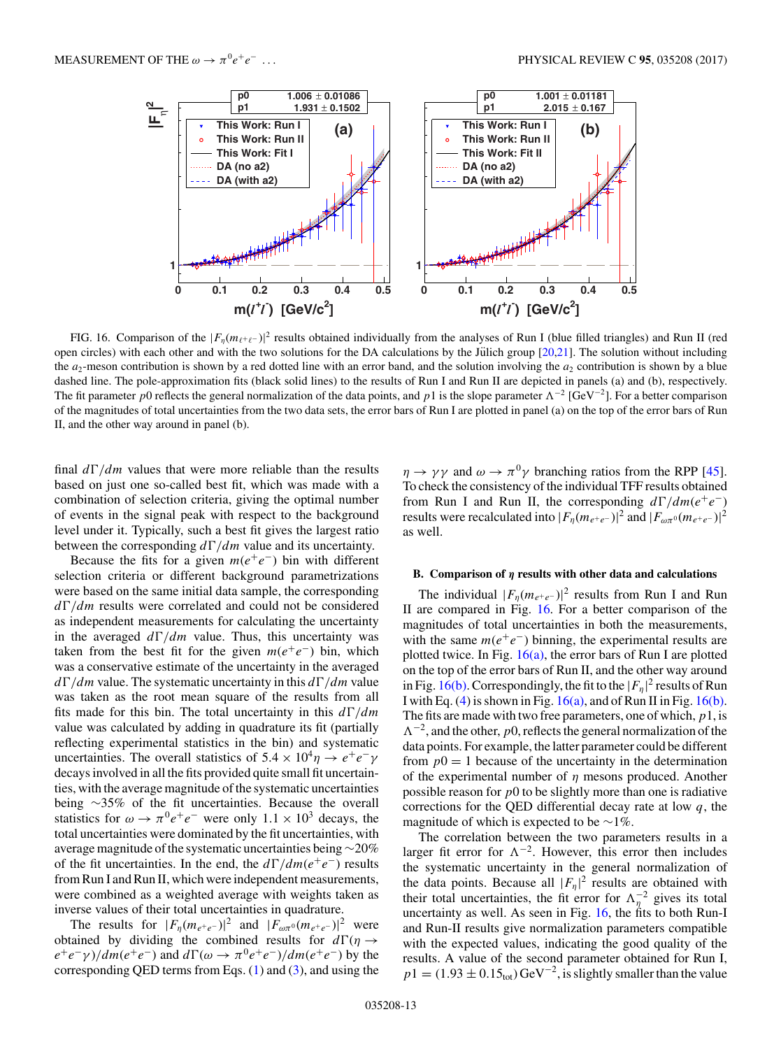FIG. 16. Comparison of the $|F_\eta(m_{\ell^+\ell^-})|^2$ results obtained individually from the analyses of Run I (blue filled triangles) and Run II (red open circles) with each other and with the two solutions for the DA calculations by the Jülich group [20,21]. The solution without including the $a_2$-meson contribution is shown by a red dotted line with an error band, and the solution involving the $a_2$ contribution is shown by a blue dashed line. The pole-approximation fits (black solid lines) to the results of Run I and Run II are depicted in panels (a) and (b), respectively. The fit parameter $p0$ reflects the general normalization of the data points, and $p1$ is the slope parameter $\Lambda^{-2}$ [GeV$^{-2}$]. For a better comparison of the magnitudes of total uncertainties from the two data sets, the error bars of Run I are plotted in panel (a) on the top of the error bars of Run II, and the other way around in panel (b).

final $d\Gamma/dm$ values that were more reliable than the results based on just one so-called best fit, which was made with a combination of selection criteria, giving the optimal number of events in the signal peak with respect to the background level under it. Typically, such a best fit gives the largest ratio between the corresponding $d\Gamma/dm$ value and its uncertainty.

Because the fits for a given $m(e^+e^-)$ bin with different selection criteria or different background parametrizations were based on the same initial data sample, the corresponding $d\Gamma/dm$ results were correlated and could not be considered as independent measurements for calculating the uncertainty in the averaged $d\Gamma/dm$ value. Thus, this uncertainty was taken from the best fit for the given $m(e^+e^-)$ bin, which was a conservative estimate of the uncertainty in the averaged $d\Gamma/dm$ value. The systematic uncertainty in this $d\Gamma/dm$ value was taken as the root mean square of the results from all fits made for this bin. The total uncertainty in this $d\Gamma/dm$ value was calculated by adding in quadrature its fit (partially reflecting experimental statistics in the bin) and systematic uncertainties. The overall statistics of $5.4 \times 10^4 \eta \to e^+e^-\gamma$ decays involved in all the fits provided quite small fit uncertainties, with the average magnitude of the systematic uncertainties being $\sim$35% of the fit uncertainties. Because the overall statistics for $\omega \to \pi^0 e^+e^-$ were only $1.1 \times 10^3$ decays, the total uncertainties were dominated by the fit uncertainties, with average magnitude of the systematic uncertainties being $\sim$20% of the fit uncertainties. In the end, the $d\Gamma/dm(e^+e^-)$ results from Run I and Run II, which were independent measurements, were combined as a weighted average with weights taken as inverse values of their total uncertainties in quadrature.

The results for $|F_\eta(m_{e^+e^-})|^2$ and $|F_{\omega\pi^0}(m_{e^+e^-})|^2$ were obtained by dividing the combined results for $d\Gamma(\eta \to e^+e^-\gamma)/dm(e^+e^-)$ and $d\Gamma(\omega \to \pi^0 e^+e^-)/dm(e^+e^-)$ by the corresponding QED terms from Eqs. (1) and (3), and using the $\eta \to \gamma\gamma$ and $\omega \to \pi^0\gamma$ branching ratios from the RPP [45]. To check the consistency of the individual TFF results obtained from Run I and Run II, the corresponding $d\Gamma/dm(e^+e^-)$ results were recalculated into $|F_\eta(m_{e^+e^-})|^2$ and $|F_{\omega\pi^0}(m_{e^+e^-})|^2$ as well.

### B. Comparison of $\eta$ results with other data and calculations

The individual $|F_\eta(m_{e^+e^-})|^2$ results from Run I and Run II are compared in Fig. 16. For a better comparison of the magnitudes of total uncertainties in both the measurements, with the same $m(e^+e^-)$ binning, the experimental results are plotted twice. In Fig. 16(a), the error bars of Run I are plotted on the top of the error bars of Run II, and the other way around in Fig. 16(b). Correspondingly, the fit to the $|F_\eta|^2$ results of Run I with Eq. (4) is shown in Fig. 16(a), and of Run II in Fig. 16(b). The fits are made with two free parameters, one of which, $p1$, is $\Lambda^{-2}$, and the other, $p0$, reflects the general normalization of the data points. For example, the latter parameter could be different from $p0 = 1$ because of the uncertainty in the determination of the experimental number of $\eta$ mesons produced. Another possible reason for $p0$ to be slightly more than one is radiative corrections for the QED differential decay rate at low $q$, the magnitude of which is expected to be $\sim$1%.

The correlation between the two parameters results in a larger fit error for $\Lambda^{-2}$. However, this error then includes the systematic uncertainty in the general normalization of the data points. Because all $|F_\eta|^2$ results are obtained with their total uncertainties, the fit error for $\Lambda_\eta^{-2}$ gives its total uncertainty as well. As seen in Fig. 16, the fits to both Run-I and Run-II results give normalization parameters compatible with the expected values, indicating the good quality of the results. A value of the second parameter obtained for Run I, $p1 = (1.93 \pm 0.15_{\text{tot}})\,\text{GeV}^{-2}$, is slightly smaller than the value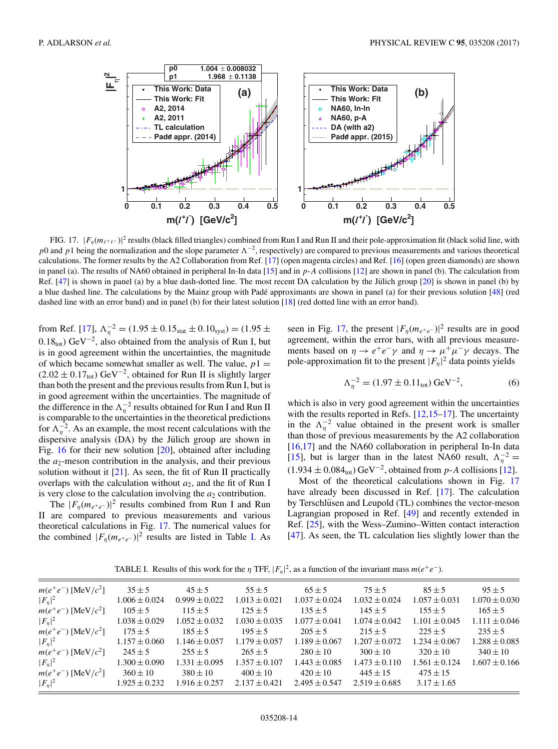FIG. 17. $|F_\eta(m_{\ell^+\ell^-})|^2$ results (black filled triangles) combined from Run I and Run II and their pole-approximation fit (black solid line, with $p0$ and $p1$ being the normalization and the slope parameter $\Lambda^{-2}$, respectively) are compared to previous measurements and various theoretical calculations. The former results by the A2 Collaboration from Ref. [17] (open magenta circles) and Ref. [16] (open green diamonds) are shown in panel (a). The results of NA60 obtained in peripheral In-In data [15] and in $p$-$A$ collisions [12] are shown in panel (b). The calculation from Ref. [47] is shown in panel (a) by a blue dash-dotted line. The most recent DA calculation by the Jülich group [20] is shown in panel (b) by a blue dashed line. The calculations by the Mainz group with Padé approximants are shown in panel (a) for their previous solution [48] (red dashed line with an error band) and in panel (b) for their latest solution [18] (red dotted line with an error band).

from Ref. [17], $\Lambda_\eta^{-2} = (1.95 \pm 0.15_{\rm stat} \pm 0.10_{\rm syst}) = (1.95 \pm 0.18_{\rm tot})\ \text{GeV}^{-2}$, also obtained from the analysis of Run I, but is in good agreement within the uncertainties, the magnitude of which became somewhat smaller as well. The value, $p1 = (2.02 \pm 0.17_{\rm tot})\ \text{GeV}^{-2}$, obtained for Run II is slightly larger than both the present and the previous results from Run I, but is in good agreement within the uncertainties. The magnitude of the difference in the $\Lambda_\eta^{-2}$ results obtained for Run I and Run II is comparable to the uncertainties in the theoretical predictions for $\Lambda_\eta^{-2}$. As an example, the most recent calculations with the dispersive analysis (DA) by the Jülich group are shown in Fig. 16 for their new solution [20], obtained after including the $a_2$-meson contribution in the analysis, and their previous solution without it [21]. As seen, the fit of Run II practically overlaps with the calculation without $a_2$, and the fit of Run I is very close to the calculation involving the $a_2$ contribution.

The $|F_\eta(m_{e^+e^-})|^2$ results combined from Run I and Run II are compared to previous measurements and various theoretical calculations in Fig. 17. The numerical values for the combined $|F_\eta(m_{e^+e^-})|^2$ results are listed in Table I. As seen in Fig. 17, the present $|F_\eta(m_{e^+e^-})|^2$ results are in good agreement, within the error bars, with all previous measurements based on $\eta \to e^+e^-\gamma$ and $\eta \to \mu^+\mu^-\gamma$ decays. The pole-approximation fit to the present $|F_\eta|^2$ data points yields

$$\Lambda_\eta^{-2} = (1.97 \pm 0.11_{\rm tot})\ \text{GeV}^{-2}, \tag{6}$$

which is also in very good agreement within the uncertainties with the results reported in Refs. [12,15–17]. The uncertainty in the $\Lambda_\eta^{-2}$ value obtained in the present work is smaller than those of previous measurements by the A2 collaboration [16,17] and the NA60 collaboration in peripheral In-In data [15], but is larger than in the latest NA60 result, $\Lambda_\eta^{-2} = (1.934 \pm 0.084_{\rm tot})\ \text{GeV}^{-2}$, obtained from $p$-$A$ collisions [12].

Most of the theoretical calculations shown in Fig. 17 have already been discussed in Ref. [17]. The calculation by Terschlüsen and Leupold (TL) combines the vector-meson Lagrangian proposed in Ref. [49] and recently extended in Ref. [25], with the Wess–Zumino–Witten contact interaction [47]. As seen, the TL calculation lies slightly lower than the

TABLE I. Results of this work for the $\eta$ TFF, $|F_\eta|^2$, as a function of the invariant mass $m(e^+e^-)$.

| | | | | | | | |
|---|---|---|---|---|---|---|---|
| $m(e^+e^-)$ [MeV/$c^2$] | $35 \pm 5$ | $45 \pm 5$ | $55 \pm 5$ | $65 \pm 5$ | $75 \pm 5$ | $85 \pm 5$ | $95 \pm 5$ |
| $\|F_\eta\|^2$ | $1.006 \pm 0.024$ | $0.999 \pm 0.022$ | $1.013 \pm 0.021$ | $1.037 \pm 0.024$ | $1.032 \pm 0.024$ | $1.057 \pm 0.031$ | $1.070 \pm 0.030$ |
| $m(e^+e^-)$ [MeV/$c^2$] | $105 \pm 5$ | $115 \pm 5$ | $125 \pm 5$ | $135 \pm 5$ | $145 \pm 5$ | $155 \pm 5$ | $165 \pm 5$ |
| $\|F_\eta\|^2$ | $1.038 \pm 0.029$ | $1.052 \pm 0.032$ | $1.030 \pm 0.035$ | $1.077 \pm 0.041$ | $1.074 \pm 0.042$ | $1.101 \pm 0.045$ | $1.111 \pm 0.046$ |
| $m(e^+e^-)$ [MeV/$c^2$] | $175 \pm 5$ | $185 \pm 5$ | $195 \pm 5$ | $205 \pm 5$ | $215 \pm 5$ | $225 \pm 5$ | $235 \pm 5$ |
| $\|F_\eta\|^2$ | $1.157 \pm 0.060$ | $1.146 \pm 0.057$ | $1.179 \pm 0.057$ | $1.189 \pm 0.067$ | $1.207 \pm 0.072$ | $1.234 \pm 0.067$ | $1.288 \pm 0.085$ |
| $m(e^+e^-)$ [MeV/$c^2$] | $245 \pm 5$ | $255 \pm 5$ | $265 \pm 5$ | $280 \pm 10$ | $300 \pm 10$ | $320 \pm 10$ | $340 \pm 10$ |
| $\|F_\eta\|^2$ | $1.300 \pm 0.090$ | $1.331 \pm 0.095$ | $1.357 \pm 0.107$ | $1.443 \pm 0.085$ | $1.473 \pm 0.110$ | $1.561 \pm 0.124$ | $1.607 \pm 0.166$ |
| $m(e^+e^-)$ [MeV/$c^2$] | $360 \pm 10$ | $380 \pm 10$ | $400 \pm 10$ | $420 \pm 10$ | $445 \pm 15$ | $475 \pm 15$ | |
| $\|F_\eta\|^2$ | $1.925 \pm 0.232$ | $1.916 \pm 0.257$ | $2.137 \pm 0.421$ | $2.495 \pm 0.547$ | $2.519 \pm 0.685$ | $3.17 \pm 1.65$ | |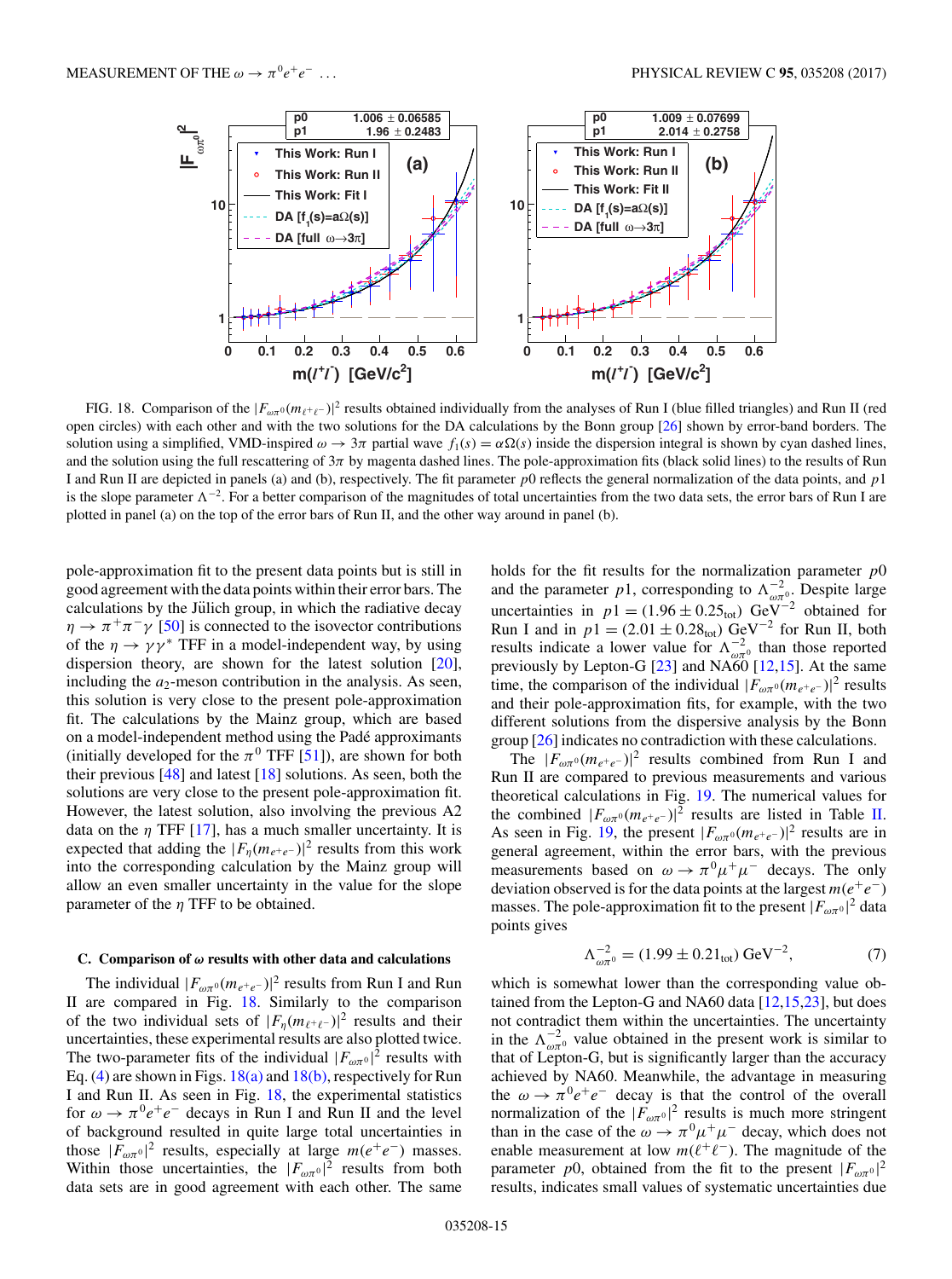FIG. 18. Comparison of the $|F_{\omega\pi^0}(m_{\ell^+\ell^-})|^2$ results obtained individually from the analyses of Run I (blue filled triangles) and Run II (red open circles) with each other and with the two solutions for the DA calculations by the Bonn group [26] shown by error-band borders. The solution using a simplified, VMD-inspired $\omega \to 3\pi$ partial wave $f_1(s) = \alpha\Omega(s)$ inside the dispersion integral is shown by cyan dashed lines, and the solution using the full rescattering of $3\pi$ by magenta dashed lines. The pole-approximation fits (black solid lines) to the results of Run I and Run II are depicted in panels (a) and (b), respectively. The fit parameter $p0$ reflects the general normalization of the data points, and $p1$ is the slope parameter $\Lambda^{-2}$. For a better comparison of the magnitudes of total uncertainties from the two data sets, the error bars of Run I are plotted in panel (a) on the top of the error bars of Run II, and the other way around in panel (b).

pole-approximation fit to the present data points but is still in good agreement with the data points within their error bars. The calculations by the Jülich group, in which the radiative decay $\eta \to \pi^+\pi^-\gamma$ [50] is connected to the isovector contributions of the $\eta \to \gamma\gamma^*$ TFF in a model-independent way, by using dispersion theory, are shown for the latest solution [20], including the $a_2$-meson contribution in the analysis. As seen, this solution is very close to the present pole-approximation fit. The calculations by the Mainz group, which are based on a model-independent method using the Padé approximants (initially developed for the $\pi^0$ TFF [51]), are shown for both their previous [48] and latest [18] solutions. As seen, both the solutions are very close to the present pole-approximation fit. However, the latest solution, also involving the previous A2 data on the $\eta$ TFF [17], has a much smaller uncertainty. It is expected that adding the $|F_\eta(m_{e^+e^-})|^2$ results from this work into the corresponding calculation by the Mainz group will allow an even smaller uncertainty in the value for the slope parameter of the $\eta$ TFF to be obtained.

### C. Comparison of $\omega$ results with other data and calculations

The individual $|F_{\omega\pi^0}(m_{e^+e^-})|^2$ results from Run I and Run II are compared in Fig. 18. Similarly to the comparison of the two individual sets of $|F_\eta(m_{\ell^+\ell^-})|^2$ results and their uncertainties, these experimental results are also plotted twice. The two-parameter fits of the individual $|F_{\omega\pi^0}|^2$ results with Eq. (4) are shown in Figs. 18(a) and 18(b), respectively for Run I and Run II. As seen in Fig. 18, the experimental statistics for $\omega \to \pi^0 e^+e^-$ decays in Run I and Run II and the level of background resulted in quite large total uncertainties in those $|F_{\omega\pi^0}|^2$ results, especially at large $m(e^+e^-)$ masses. Within those uncertainties, the $|F_{\omega\pi^0}|^2$ results from both data sets are in good agreement with each other. The same holds for the fit results for the normalization parameter $p0$ and the parameter $p1$, corresponding to $\Lambda^{-2}_{\omega\pi^0}$. Despite large uncertainties in $p1 = (1.96 \pm 0.25_{\rm tot})$ GeV$^{-2}$ obtained for Run I and in $p1 = (2.01 \pm 0.28_{\rm tot})$ GeV$^{-2}$ for Run II, both results indicate a lower value for $\Lambda^{-2}_{\omega\pi^0}$ than those reported previously by Lepton-G [23] and NA60 [12,15]. At the same time, the comparison of the individual $|F_{\omega\pi^0}(m_{e^+e^-})|^2$ results and their pole-approximation fits, for example, with the two different solutions from the dispersive analysis by the Bonn group [26] indicates no contradiction with these calculations.

The $|F_{\omega\pi^0}(m_{e^+e^-})|^2$ results combined from Run I and Run II are compared to previous measurements and various theoretical calculations in Fig. 19. The numerical values for the combined $|F_{\omega\pi^0}(m_{e^+e^-})|^2$ results are listed in Table II. As seen in Fig. 19, the present $|F_{\omega\pi^0}(m_{e^+e^-})|^2$ results are in general agreement, within the error bars, with the previous measurements based on $\omega \to \pi^0\mu^+\mu^-$ decays. The only deviation observed is for the data points at the largest $m(e^+e^-)$ masses. The pole-approximation fit to the present $|F_{\omega\pi^0}|^2$ data points gives

$$\Lambda^{-2}_{\omega\pi^0} = (1.99 \pm 0.21_{\rm tot})\ \text{GeV}^{-2}, \tag{7}$$

which is somewhat lower than the corresponding value obtained from the Lepton-G and NA60 data [12,15,23], but does not contradict them within the uncertainties. The uncertainty in the $\Lambda^{-2}_{\omega\pi^0}$ value obtained in the present work is similar to that of Lepton-G, but is significantly larger than the accuracy achieved by NA60. Meanwhile, the advantage in measuring the $\omega \to \pi^0 e^+e^-$ decay is that the control of the overall normalization of the $|F_{\omega\pi^0}|^2$ results is much more stringent than in the case of the $\omega \to \pi^0\mu^+\mu^-$ decay, which does not enable measurement at low $m(\ell^+\ell^-)$. The magnitude of the parameter $p0$, obtained from the fit to the present $|F_{\omega\pi^0}|^2$ results, indicates small values of systematic uncertainties due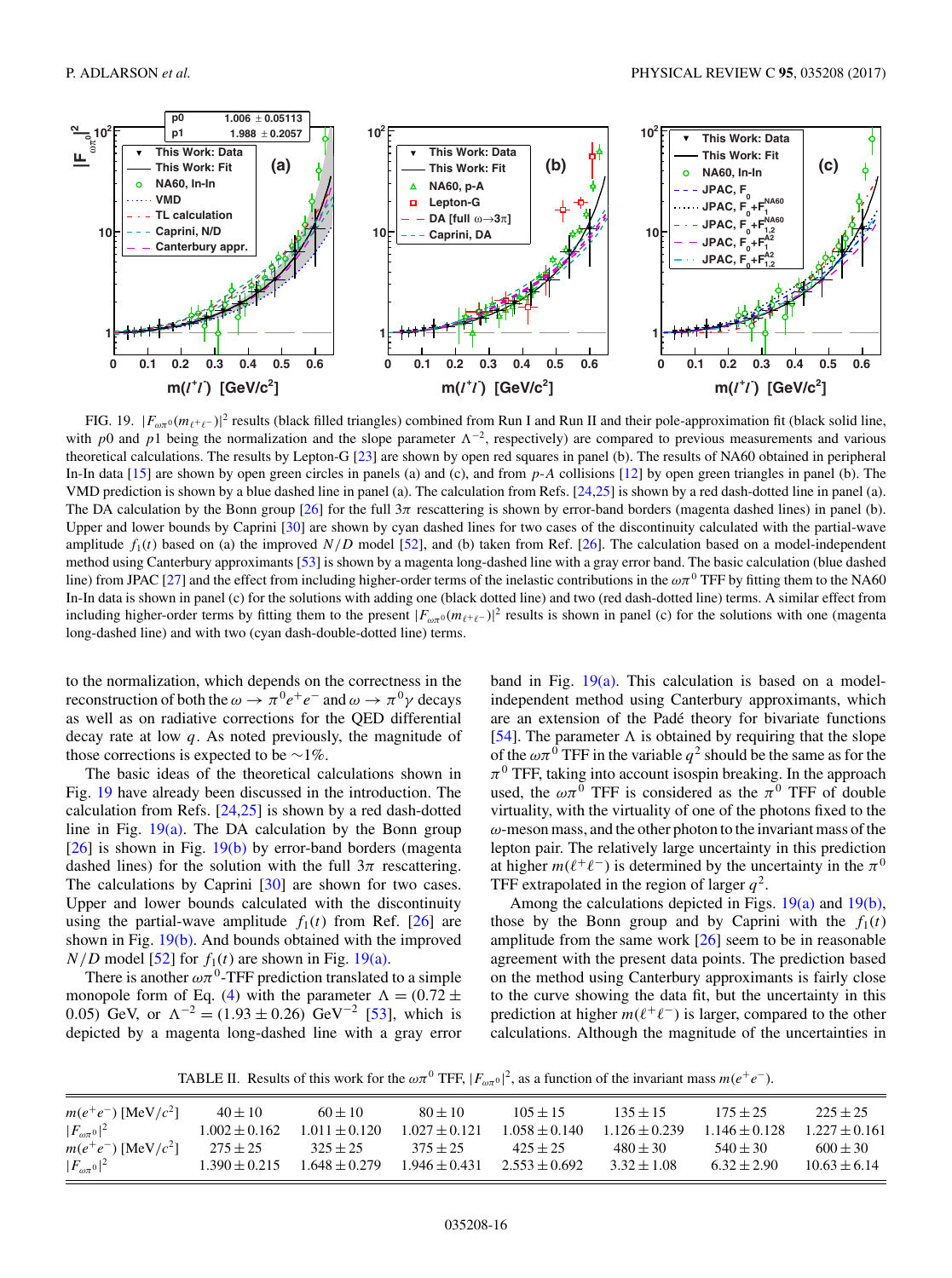FIG. 19. $|F_{\omega\pi^0}(m_{\ell^+\ell^-})|^2$ results (black filled triangles) combined from Run I and Run II and their pole-approximation fit (black solid line, with $p0$ and $p1$ being the normalization and the slope parameter $\Lambda^{-2}$, respectively) are compared to previous measurements and various theoretical calculations. The results by Lepton-G [23] are shown by open red squares in panel (b). The results of NA60 obtained in peripheral In-In data [15] are shown by open green circles in panels (a) and (c), and from $p$-$A$ collisions [12] by open green triangles in panel (b). The VMD prediction is shown by a blue dashed line in panel (a). The calculation from Refs. [24,25] is shown by a red dash-dotted line in panel (a). The DA calculation by the Bonn group [26] for the full $3\pi$ rescattering is shown by error-band borders (magenta dashed lines) in panel (b). Upper and lower bounds by Caprini [30] are shown by cyan dashed lines for two cases of the discontinuity calculated with the partial-wave amplitude $f_1(t)$ based on (a) the improved $N/D$ model [52], and (b) taken from Ref. [26]. The calculation based on a model-independent method using Canterbury approximants [53] is shown by a magenta long-dashed line with a gray error band. The basic calculation (blue dashed line) from JPAC [27] and the effect from including higher-order terms of the inelastic contributions in the $\omega\pi^0$ TFF by fitting them to the NA60 In-In data is shown in panel (c) for the solutions with adding one (black dotted line) and two (red dash-dotted line) terms. A similar effect from including higher-order terms by fitting them to the present $|F_{\omega\pi^0}(m_{\ell^+\ell^-})|^2$ results is shown in panel (c) for the solutions with one (magenta long-dashed line) and with two (cyan dash-double-dotted line) terms.

to the normalization, which depends on the correctness in the reconstruction of both the $\omega \to \pi^0 e^+e^-$ and $\omega \to \pi^0\gamma$ decays as well as on radiative corrections for the QED differential decay rate at low $q$. As noted previously, the magnitude of those corrections is expected to be $\sim$1%.

The basic ideas of the theoretical calculations shown in Fig. 19 have already been discussed in the introduction. The calculation from Refs. [24,25] is shown by a red dash-dotted line in Fig. 19(a). The DA calculation by the Bonn group [26] is shown in Fig. 19(b) by error-band borders (magenta dashed lines) for the solution with the full $3\pi$ rescattering. The calculations by Caprini [30] are shown for two cases. Upper and lower bounds calculated with the discontinuity using the partial-wave amplitude $f_1(t)$ from Ref. [26] are shown in Fig. 19(b). And bounds obtained with the improved $N/D$ model [52] for $f_1(t)$ are shown in Fig. 19(a).

There is another $\omega\pi^0$-TFF prediction translated to a simple monopole form of Eq. (4) with the parameter $\Lambda = (0.72 \pm 0.05)$ GeV, or $\Lambda^{-2} = (1.93 \pm 0.26)$ GeV$^{-2}$ [53], which is depicted by a magenta long-dashed line with a gray error band in Fig. 19(a). This calculation is based on a model-independent method using Canterbury approximants, which are an extension of the Padé theory for bivariate functions [54]. The parameter $\Lambda$ is obtained by requiring that the slope of the $\omega\pi^0$ TFF in the variable $q^2$ should be the same as for the $\pi^0$ TFF, taking into account isospin breaking. In the approach used, the $\omega\pi^0$ TFF is considered as the $\pi^0$ TFF of double virtuality, with the virtuality of one of the photons fixed to the $\omega$-meson mass, and the other photon to the invariant mass of the lepton pair. The relatively large uncertainty in this prediction at higher $m(\ell^+\ell^-)$ is determined by the uncertainty in the $\pi^0$ TFF extrapolated in the region of larger $q^2$.

Among the calculations depicted in Figs. 19(a) and 19(b), those by the Bonn group and by Caprini with the $f_1(t)$ amplitude from the same work [26] seem to be in reasonable agreement with the present data points. The prediction based on the method using Canterbury approximants is fairly close to the curve showing the data fit, but the uncertainty in this prediction at higher $m(\ell^+\ell^-)$ is larger, compared to the other calculations. Although the magnitude of the uncertainties in

TABLE II. Results of this work for the $\omega\pi^0$ TFF, $|F_{\omega\pi^0}|^2$, as a function of the invariant mass $m(e^+e^-)$.

| $m(e^+e^-)$ [MeV/$c^2$] | $40 \pm 10$ | $60 \pm 10$ | $80 \pm 10$ | $105 \pm 15$ | $135 \pm 15$ | $175 \pm 25$ | $225 \pm 25$ |
|---|---|---|---|---|---|---|---|
| $\lvert F_{\omega\pi^0}\rvert^2$ | $1.002 \pm 0.162$ | $1.011 \pm 0.120$ | $1.027 \pm 0.121$ | $1.058 \pm 0.140$ | $1.126 \pm 0.239$ | $1.146 \pm 0.128$ | $1.227 \pm 0.161$ |
| $m(e^+e^-)$ [MeV/$c^2$] | $275 \pm 25$ | $325 \pm 25$ | $375 \pm 25$ | $425 \pm 25$ | $480 \pm 30$ | $540 \pm 30$ | $600 \pm 30$ |
| $\lvert F_{\omega\pi^0}\rvert^2$ | $1.390 \pm 0.215$ | $1.648 \pm 0.279$ | $1.946 \pm 0.431$ | $2.553 \pm 0.692$ | $3.32 \pm 1.08$ | $6.32 \pm 2.90$ | $10.63 \pm 6.14$ |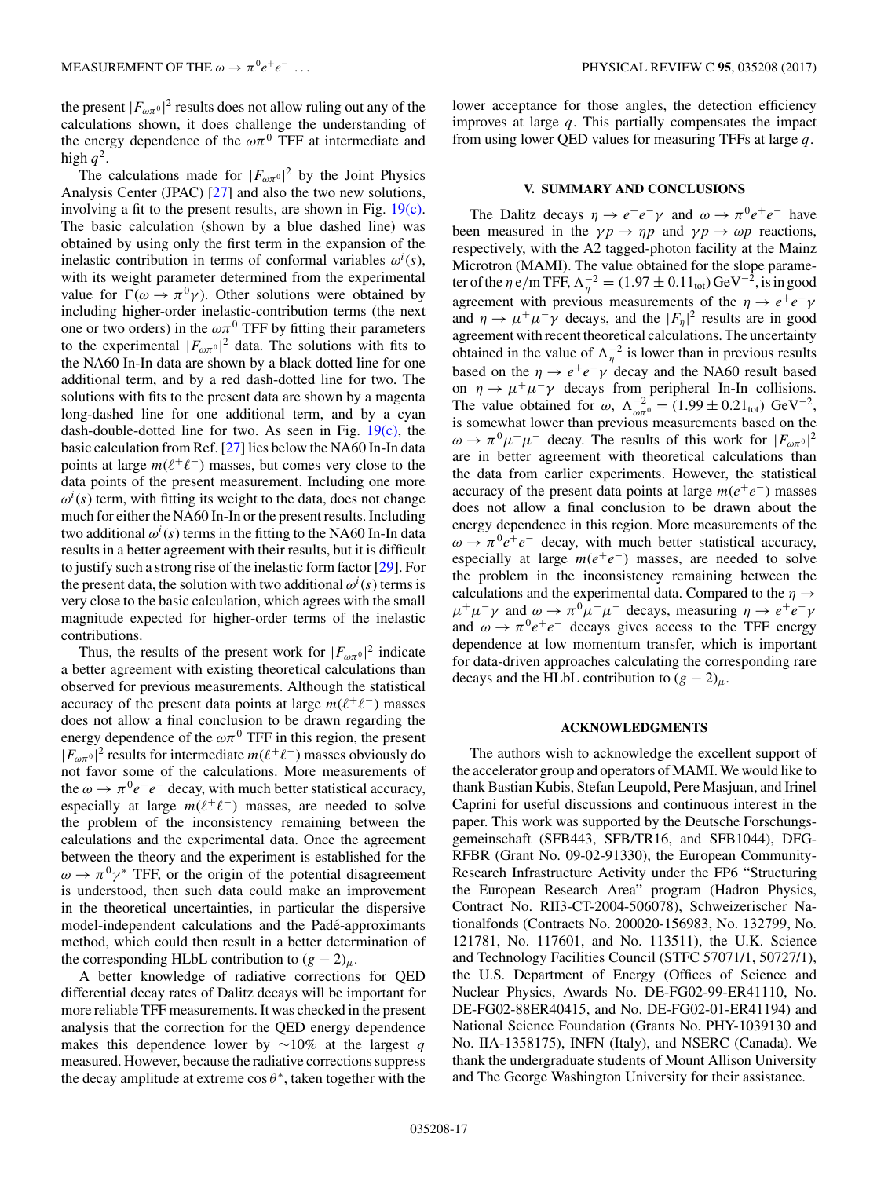the present $|F_{\omega\pi^0}|^2$ results does not allow ruling out any of the calculations shown, it does challenge the understanding of the energy dependence of the $\omega\pi^0$ TFF at intermediate and high $q^2$.

The calculations made for $|F_{\omega\pi^0}|^2$ by the Joint Physics Analysis Center (JPAC) [27] and also the two new solutions, involving a fit to the present results, are shown in Fig. 19(c). The basic calculation (shown by a blue dashed line) was obtained by using only the first term in the expansion of the inelastic contribution in terms of conformal variables $\omega^i(s)$, with its weight parameter determined from the experimental value for $\Gamma(\omega \to \pi^0\gamma)$. Other solutions were obtained by including higher-order inelastic-contribution terms (the next one or two orders) in the $\omega\pi^0$ TFF by fitting their parameters to the experimental $|F_{\omega\pi^0}|^2$ data. The solutions with fits to the NA60 In-In data are shown by a black dotted line for one additional term, and by a red dash-dotted line for two. The solutions with fits to the present data are shown by a magenta long-dashed line for one additional term, and by a cyan dash-double-dotted line for two. As seen in Fig. 19(c), the basic calculation from Ref. [27] lies below the NA60 In-In data points at large $m(\ell^+\ell^-)$ masses, but comes very close to the data points of the present measurement. Including one more $\omega^i(s)$ term, with fitting its weight to the data, does not change much for either the NA60 In-In or the present results. Including two additional $\omega^i(s)$ terms in the fitting to the NA60 In-In data results in a better agreement with their results, but it is difficult to justify such a strong rise of the inelastic form factor [29]. For the present data, the solution with two additional $\omega^i(s)$ terms is very close to the basic calculation, which agrees with the small magnitude expected for higher-order terms of the inelastic contributions.

Thus, the results of the present work for $|F_{\omega\pi^0}|^2$ indicate a better agreement with existing theoretical calculations than observed for previous measurements. Although the statistical accuracy of the present data points at large $m(\ell^+\ell^-)$ masses does not allow a final conclusion to be drawn regarding the energy dependence of the $\omega\pi^0$ TFF in this region, the present $|F_{\omega\pi^0}|^2$ results for intermediate $m(\ell^+\ell^-)$ masses obviously do not favor some of the calculations. More measurements of the $\omega \to \pi^0 e^+e^-$ decay, with much better statistical accuracy, especially at large $m(\ell^+\ell^-)$ masses, are needed to solve the problem of the inconsistency remaining between the calculations and the experimental data. Once the agreement between the theory and the experiment is established for the $\omega \to \pi^0\gamma^*$ TFF, or the origin of the potential disagreement is understood, then such data could make an improvement in the theoretical uncertainties, in particular the dispersive model-independent calculations and the Padé-approximants method, which could then result in a better determination of the corresponding HLbL contribution to $(g-2)_\mu$.

A better knowledge of radiative corrections for QED differential decay rates of Dalitz decays will be important for more reliable TFF measurements. It was checked in the present analysis that the correction for the QED energy dependence makes this dependence lower by $\sim$10% at the largest $q$ measured. However, because the radiative corrections suppress the decay amplitude at extreme $\cos\theta^*$, taken together with the lower acceptance for those angles, the detection efficiency improves at large $q$. This partially compensates the impact from using lower QED values for measuring TFFs at large $q$.

## V. SUMMARY AND CONCLUSIONS

The Dalitz decays $\eta \to e^+e^-\gamma$ and $\omega \to \pi^0 e^+e^-$ have been measured in the $\gamma p \to \eta p$ and $\gamma p \to \omega p$ reactions, respectively, with the A2 tagged-photon facility at the Mainz Microtron (MAMI). The value obtained for the slope parameter of the $\eta$ e/m TFF, $\Lambda_\eta^{-2} = (1.97 \pm 0.11_{\rm tot})\,\mathrm{GeV}^{-2}$, is in good agreement with previous measurements of the $\eta \to e^+e^-\gamma$ and $\eta \to \mu^+\mu^-\gamma$ decays, and the $|F_\eta|^2$ results are in good agreement with recent theoretical calculations. The uncertainty obtained in the value of $\Lambda_\eta^{-2}$ is lower than in previous results based on the $\eta \to e^+e^-\gamma$ decay and the NA60 result based on $\eta \to \mu^+\mu^-\gamma$ decays from peripheral In-In collisions. The value obtained for $\omega$, $\Lambda_{\omega\pi^0}^{-2} = (1.99 \pm 0.21_{\rm tot})\ \mathrm{GeV}^{-2}$, is somewhat lower than previous measurements based on the $\omega \to \pi^0\mu^+\mu^-$ decay. The results of this work for $|F_{\omega\pi^0}|^2$ are in better agreement with theoretical calculations than the data from earlier experiments. However, the statistical accuracy of the present data points at large $m(e^+e^-)$ masses does not allow a final conclusion to be drawn about the energy dependence in this region. More measurements of the $\omega \to \pi^0 e^+e^-$ decay, with much better statistical accuracy, especially at large $m(e^+e^-)$ masses, are needed to solve the problem in the inconsistency remaining between the calculations and the experimental data. Compared to the $\eta \to \mu^+\mu^-\gamma$ and $\omega \to \pi^0\mu^+\mu^-$ decays, measuring $\eta \to e^+e^-\gamma$ and $\omega \to \pi^0 e^+e^-$ decays gives access to the TFF energy dependence at low momentum transfer, which is important for data-driven approaches calculating the corresponding rare decays and the HLbL contribution to $(g-2)_\mu$.

## ACKNOWLEDGMENTS

The authors wish to acknowledge the excellent support of the accelerator group and operators of MAMI. We would like to thank Bastian Kubis, Stefan Leupold, Pere Masjuan, and Irinel Caprini for useful discussions and continuous interest in the paper. This work was supported by the Deutsche Forschungsgemeinschaft (SFB443, SFB/TR16, and SFB1044), DFG-RFBR (Grant No. 09-02-91330), the European Community-Research Infrastructure Activity under the FP6 "Structuring the European Research Area" program (Hadron Physics, Contract No. RII3-CT-2004-506078), Schweizerischer Nationalfonds (Contracts No. 200020-156983, No. 132799, No. 121781, No. 117601, and No. 113511), the U.K. Science and Technology Facilities Council (STFC 57071/1, 50727/1), the U.S. Department of Energy (Offices of Science and Nuclear Physics, Awards No. DE-FG02-99-ER41110, No. DE-FG02-88ER40415, and No. DE-FG02-01-ER41194) and National Science Foundation (Grants No. PHY-1039130 and No. IIA-1358175), INFN (Italy), and NSERC (Canada). We thank the undergraduate students of Mount Allison University and The George Washington University for their assistance.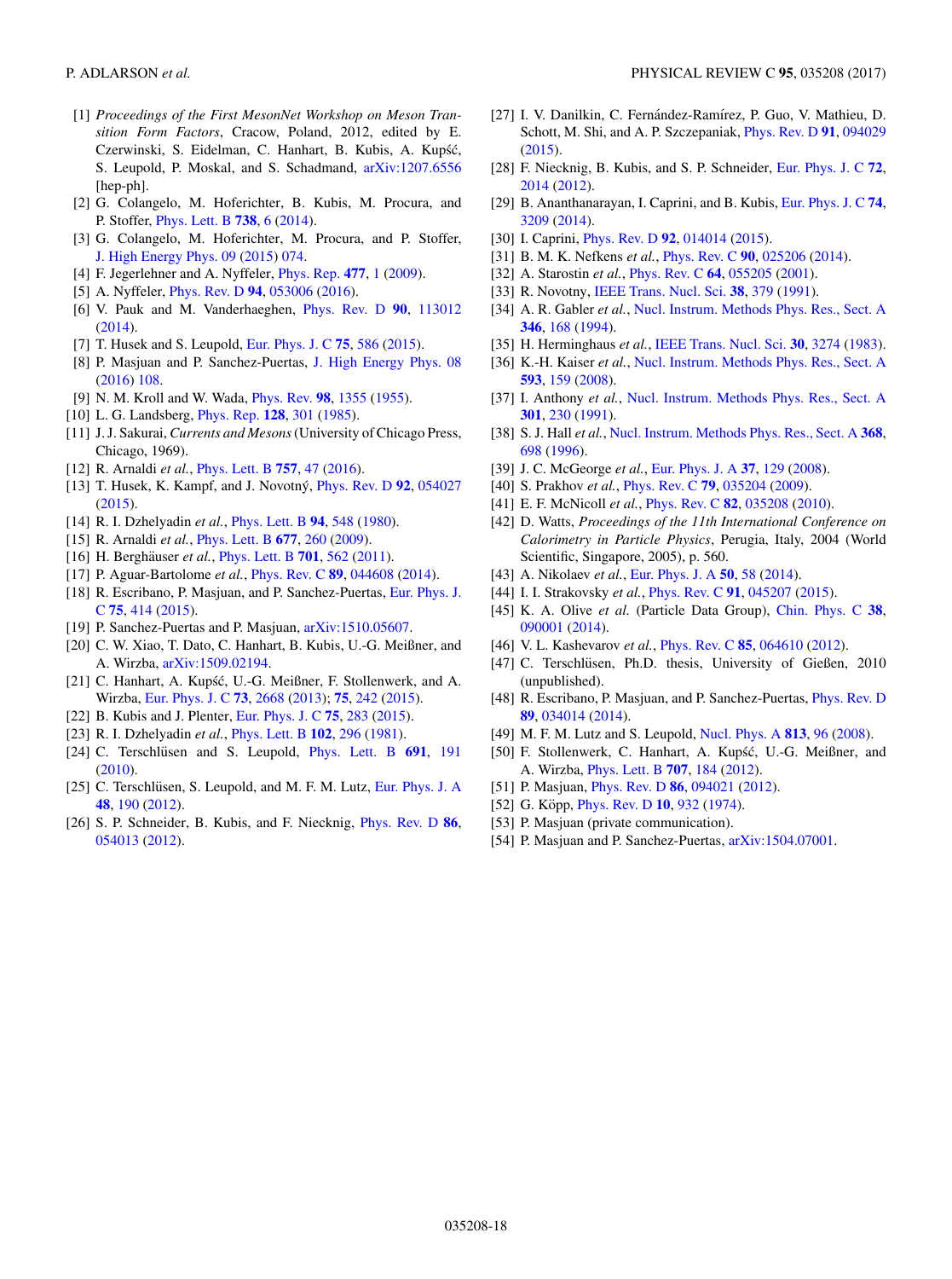[1] *Proceedings of the First MesonNet Workshop on Meson Transition Form Factors*, Cracow, Poland, 2012, edited by E. Czerwinski, S. Eidelman, C. Hanhart, B. Kubis, A. Kupść, S. Leupold, P. Moskal, and S. Schadmand, arXiv:1207.6556 [hep-ph].

[2] G. Colangelo, M. Hoferichter, B. Kubis, M. Procura, and P. Stoffer, Phys. Lett. B **738**, 6 (2014).

[3] G. Colangelo, M. Hoferichter, M. Procura, and P. Stoffer, J. High Energy Phys. 09 (2015) 074.

[4] F. Jegerlehner and A. Nyffeler, Phys. Rep. **477**, 1 (2009).

[5] A. Nyffeler, Phys. Rev. D **94**, 053006 (2016).

[6] V. Pauk and M. Vanderhaeghen, Phys. Rev. D **90**, 113012 (2014).

[7] T. Husek and S. Leupold, Eur. Phys. J. C **75**, 586 (2015).

[8] P. Masjuan and P. Sanchez-Puertas, J. High Energy Phys. 08 (2016) 108.

[9] N. M. Kroll and W. Wada, Phys. Rev. **98**, 1355 (1955).

[10] L. G. Landsberg, Phys. Rep. **128**, 301 (1985).

[11] J. J. Sakurai, *Currents and Mesons* (University of Chicago Press, Chicago, 1969).

[12] R. Arnaldi *et al.*, Phys. Lett. B **757**, 47 (2016).

[13] T. Husek, K. Kampf, and J. Novotný, Phys. Rev. D **92**, 054027 (2015).

[14] R. I. Dzhelyadin *et al.*, Phys. Lett. B **94**, 548 (1980).

[15] R. Arnaldi *et al.*, Phys. Lett. B **677**, 260 (2009).

[16] H. Berghäuser *et al.*, Phys. Lett. B **701**, 562 (2011).

[17] P. Aguar-Bartolome *et al.*, Phys. Rev. C **89**, 044608 (2014).

[18] R. Escribano, P. Masjuan, and P. Sanchez-Puertas, Eur. Phys. J. C **75**, 414 (2015).

[19] P. Sanchez-Puertas and P. Masjuan, arXiv:1510.05607.

[20] C. W. Xiao, T. Dato, C. Hanhart, B. Kubis, U.-G. Meißner, and A. Wirzba, arXiv:1509.02194.

[21] C. Hanhart, A. Kupść, U.-G. Meißner, F. Stollenwerk, and A. Wirzba, Eur. Phys. J. C **73**, 2668 (2013); **75**, 242 (2015).

[22] B. Kubis and J. Plenter, Eur. Phys. J. C **75**, 283 (2015).

[23] R. I. Dzhelyadin *et al.*, Phys. Lett. B **102**, 296 (1981).

[24] C. Terschlüsen and S. Leupold, Phys. Lett. B **691**, 191 (2010).

[25] C. Terschlüsen, S. Leupold, and M. F. M. Lutz, Eur. Phys. J. A **48**, 190 (2012).

[26] S. P. Schneider, B. Kubis, and F. Niecknig, Phys. Rev. D **86**, 054013 (2012).

[27] I. V. Danilkin, C. Fernández-Ramírez, P. Guo, V. Mathieu, D. Schott, M. Shi, and A. P. Szczepaniak, Phys. Rev. D **91**, 094029 (2015).

[28] F. Niecknig, B. Kubis, and S. P. Schneider, Eur. Phys. J. C **72**, 2014 (2012).

[29] B. Ananthanarayan, I. Caprini, and B. Kubis, Eur. Phys. J. C **74**, 3209 (2014).

[30] I. Caprini, Phys. Rev. D **92**, 014014 (2015).

[31] B. M. K. Nefkens *et al.*, Phys. Rev. C **90**, 025206 (2014).

[32] A. Starostin *et al.*, Phys. Rev. C **64**, 055205 (2001).

[33] R. Novotny, IEEE Trans. Nucl. Sci. **38**, 379 (1991).

[34] A. R. Gabler *et al.*, Nucl. Instrum. Methods Phys. Res., Sect. A **346**, 168 (1994).

[35] H. Herminghaus *et al.*, IEEE Trans. Nucl. Sci. **30**, 3274 (1983).

[36] K.-H. Kaiser *et al.*, Nucl. Instrum. Methods Phys. Res., Sect. A **593**, 159 (2008).

[37] I. Anthony *et al.*, Nucl. Instrum. Methods Phys. Res., Sect. A **301**, 230 (1991).

[38] S. J. Hall *et al.*, Nucl. Instrum. Methods Phys. Res., Sect. A **368**, 698 (1996).

[39] J. C. McGeorge *et al.*, Eur. Phys. J. A **37**, 129 (2008).

[40] S. Prakhov *et al.*, Phys. Rev. C **79**, 035204 (2009).

[41] E. F. McNicoll *et al.*, Phys. Rev. C **82**, 035208 (2010).

[42] D. Watts, *Proceedings of the 11th International Conference on Calorimetry in Particle Physics*, Perugia, Italy, 2004 (World Scientific, Singapore, 2005), p. 560.

[43] A. Nikolaev *et al.*, Eur. Phys. J. A **50**, 58 (2014).

[44] I. I. Strakovsky *et al.*, Phys. Rev. C **91**, 045207 (2015).

[45] K. A. Olive *et al.* (Particle Data Group), Chin. Phys. C **38**, 090001 (2014).

[46] V. L. Kashevarov *et al.*, Phys. Rev. C **85**, 064610 (2012).

[47] C. Terschlüsen, Ph.D. thesis, University of Gießen, 2010 (unpublished).

[48] R. Escribano, P. Masjuan, and P. Sanchez-Puertas, Phys. Rev. D **89**, 034014 (2014).

[49] M. F. M. Lutz and S. Leupold, Nucl. Phys. A **813**, 96 (2008).

[50] F. Stollenwerk, C. Hanhart, A. Kupść, U.-G. Meißner, and A. Wirzba, Phys. Lett. B **707**, 184 (2012).

[51] P. Masjuan, Phys. Rev. D **86**, 094021 (2012).

[52] G. Köpp, Phys. Rev. D **10**, 932 (1974).

[53] P. Masjuan (private communication).

[54] P. Masjuan and P. Sanchez-Puertas, arXiv:1504.07001.